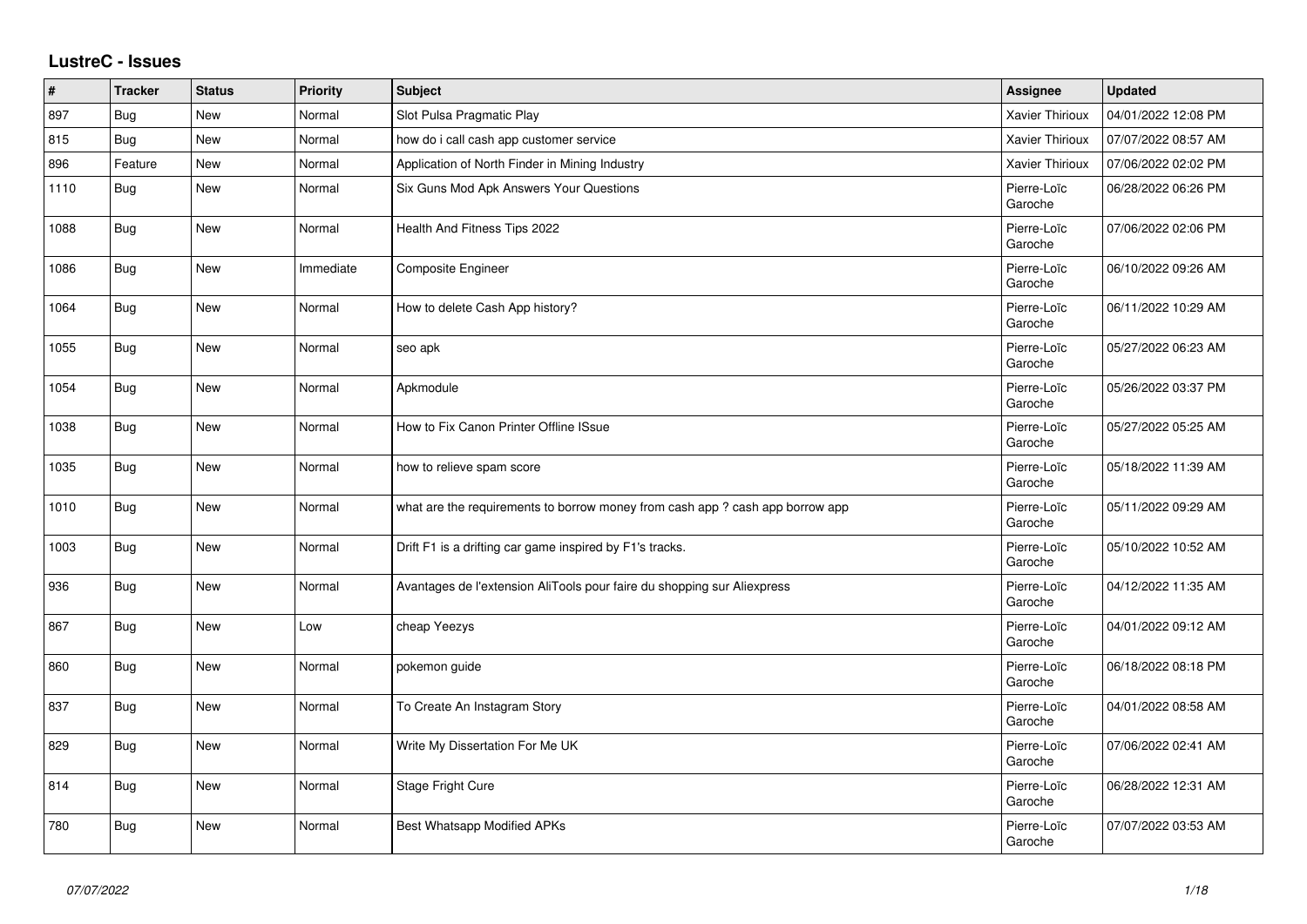## LustreC - Issues

| # | Tracker | Status | Priority | Subject | Assignee | Updated |
|---|---|---|---|---|---|---|
| 897 | Bug | New | Normal | Slot Pulsa Pragmatic Play | Xavier Thirioux | 04/01/2022 12:08 PM |
| 815 | Bug | New | Normal | how do i call cash app customer service | Xavier Thirioux | 07/07/2022 08:57 AM |
| 896 | Feature | New | Normal | Application of North Finder in Mining Industry | Xavier Thirioux | 07/06/2022 02:02 PM |
| 1110 | Bug | New | Normal | Six Guns Mod Apk Answers Your Questions | Pierre-Loïc Garoche | 06/28/2022 06:26 PM |
| 1088 | Bug | New | Normal | Health And Fitness Tips 2022 | Pierre-Loïc Garoche | 07/06/2022 02:06 PM |
| 1086 | Bug | New | Immediate | Composite Engineer | Pierre-Loïc Garoche | 06/10/2022 09:26 AM |
| 1064 | Bug | New | Normal | How to delete Cash App history? | Pierre-Loïc Garoche | 06/11/2022 10:29 AM |
| 1055 | Bug | New | Normal | seo apk | Pierre-Loïc Garoche | 05/27/2022 06:23 AM |
| 1054 | Bug | New | Normal | Apkmodule | Pierre-Loïc Garoche | 05/26/2022 03:37 PM |
| 1038 | Bug | New | Normal | How to Fix Canon Printer Offline ISsue | Pierre-Loïc Garoche | 05/27/2022 05:25 AM |
| 1035 | Bug | New | Normal | how to relieve spam score | Pierre-Loïc Garoche | 05/18/2022 11:39 AM |
| 1010 | Bug | New | Normal | what are the requirements to borrow money from cash app ? cash app borrow app | Pierre-Loïc Garoche | 05/11/2022 09:29 AM |
| 1003 | Bug | New | Normal | Drift F1 is a drifting car game inspired by F1's tracks. | Pierre-Loïc Garoche | 05/10/2022 10:52 AM |
| 936 | Bug | New | Normal | Avantages de l'extension AliTools pour faire du shopping sur Aliexpress | Pierre-Loïc Garoche | 04/12/2022 11:35 AM |
| 867 | Bug | New | Low | cheap Yeezys | Pierre-Loïc Garoche | 04/01/2022 09:12 AM |
| 860 | Bug | New | Normal | pokemon guide | Pierre-Loïc Garoche | 06/18/2022 08:18 PM |
| 837 | Bug | New | Normal | To Create An Instagram Story | Pierre-Loïc Garoche | 04/01/2022 08:58 AM |
| 829 | Bug | New | Normal | Write My Dissertation For Me UK | Pierre-Loïc Garoche | 07/06/2022 02:41 AM |
| 814 | Bug | New | Normal | Stage Fright Cure | Pierre-Loïc Garoche | 06/28/2022 12:31 AM |
| 780 | Bug | New | Normal | Best Whatsapp Modified APKs | Pierre-Loïc Garoche | 07/07/2022 03:53 AM |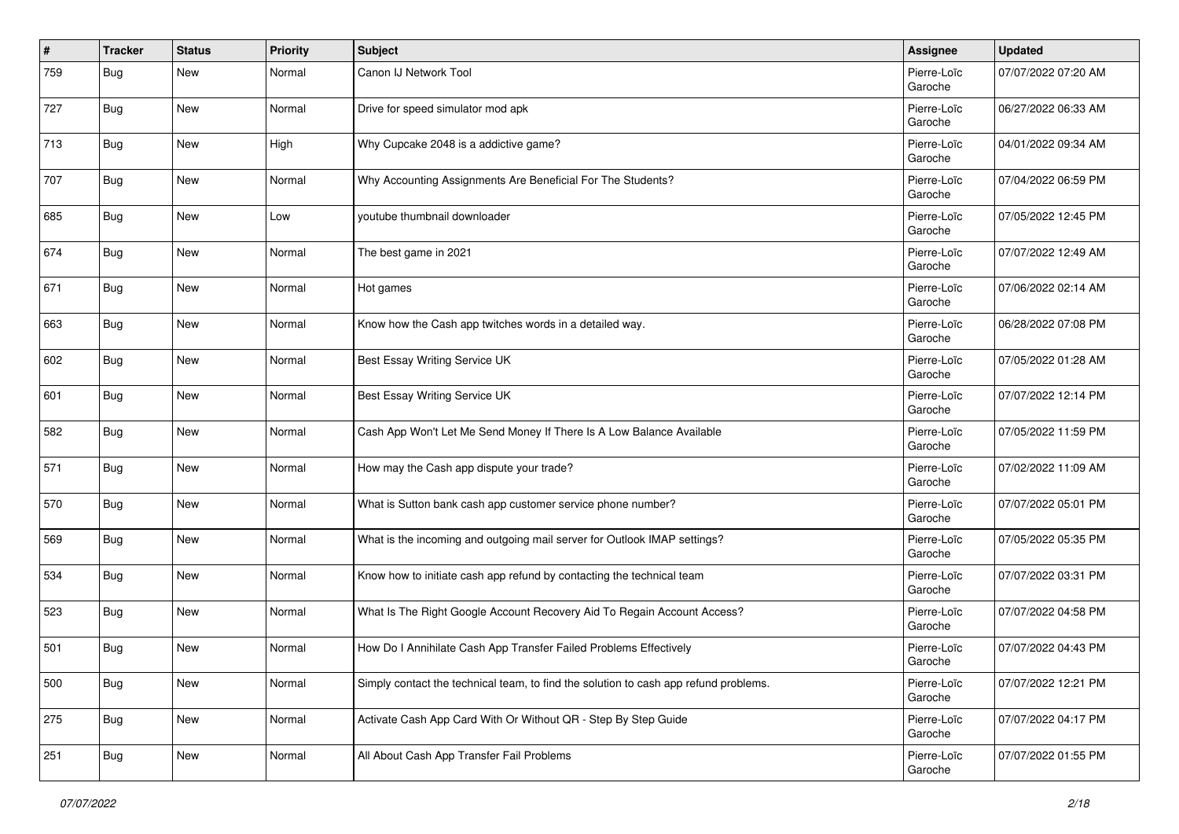| # | Tracker | Status | Priority | Subject | Assignee | Updated |
|---|---|---|---|---|---|---|
| 759 | Bug | New | Normal | Canon IJ Network Tool | Pierre-Loïc Garoche | 07/07/2022 07:20 AM |
| 727 | Bug | New | Normal | Drive for speed simulator mod apk | Pierre-Loïc Garoche | 06/27/2022 06:33 AM |
| 713 | Bug | New | High | Why Cupcake 2048 is a addictive game? | Pierre-Loïc Garoche | 04/01/2022 09:34 AM |
| 707 | Bug | New | Normal | Why Accounting Assignments Are Beneficial For The Students? | Pierre-Loïc Garoche | 07/04/2022 06:59 PM |
| 685 | Bug | New | Low | youtube thumbnail downloader | Pierre-Loïc Garoche | 07/05/2022 12:45 PM |
| 674 | Bug | New | Normal | The best game in 2021 | Pierre-Loïc Garoche | 07/07/2022 12:49 AM |
| 671 | Bug | New | Normal | Hot games | Pierre-Loïc Garoche | 07/06/2022 02:14 AM |
| 663 | Bug | New | Normal | Know how the Cash app twitches words in a detailed way. | Pierre-Loïc Garoche | 06/28/2022 07:08 PM |
| 602 | Bug | New | Normal | Best Essay Writing Service UK | Pierre-Loïc Garoche | 07/05/2022 01:28 AM |
| 601 | Bug | New | Normal | Best Essay Writing Service UK | Pierre-Loïc Garoche | 07/07/2022 12:14 PM |
| 582 | Bug | New | Normal | Cash App Won't Let Me Send Money If There Is A Low Balance Available | Pierre-Loïc Garoche | 07/05/2022 11:59 PM |
| 571 | Bug | New | Normal | How may the Cash app dispute your trade? | Pierre-Loïc Garoche | 07/02/2022 11:09 AM |
| 570 | Bug | New | Normal | What is Sutton bank cash app customer service phone number? | Pierre-Loïc Garoche | 07/07/2022 05:01 PM |
| 569 | Bug | New | Normal | What is the incoming and outgoing mail server for Outlook IMAP settings? | Pierre-Loïc Garoche | 07/05/2022 05:35 PM |
| 534 | Bug | New | Normal | Know how to initiate cash app refund by contacting the technical team | Pierre-Loïc Garoche | 07/07/2022 03:31 PM |
| 523 | Bug | New | Normal | What Is The Right Google Account Recovery Aid To Regain Account Access? | Pierre-Loïc Garoche | 07/07/2022 04:58 PM |
| 501 | Bug | New | Normal | How Do I Annihilate Cash App Transfer Failed Problems Effectively | Pierre-Loïc Garoche | 07/07/2022 04:43 PM |
| 500 | Bug | New | Normal | Simply contact the technical team, to find the solution to cash app refund problems. | Pierre-Loïc Garoche | 07/07/2022 12:21 PM |
| 275 | Bug | New | Normal | Activate Cash App Card With Or Without QR - Step By Step Guide | Pierre-Loïc Garoche | 07/07/2022 04:17 PM |
| 251 | Bug | New | Normal | All About Cash App Transfer Fail Problems | Pierre-Loïc Garoche | 07/07/2022 01:55 PM |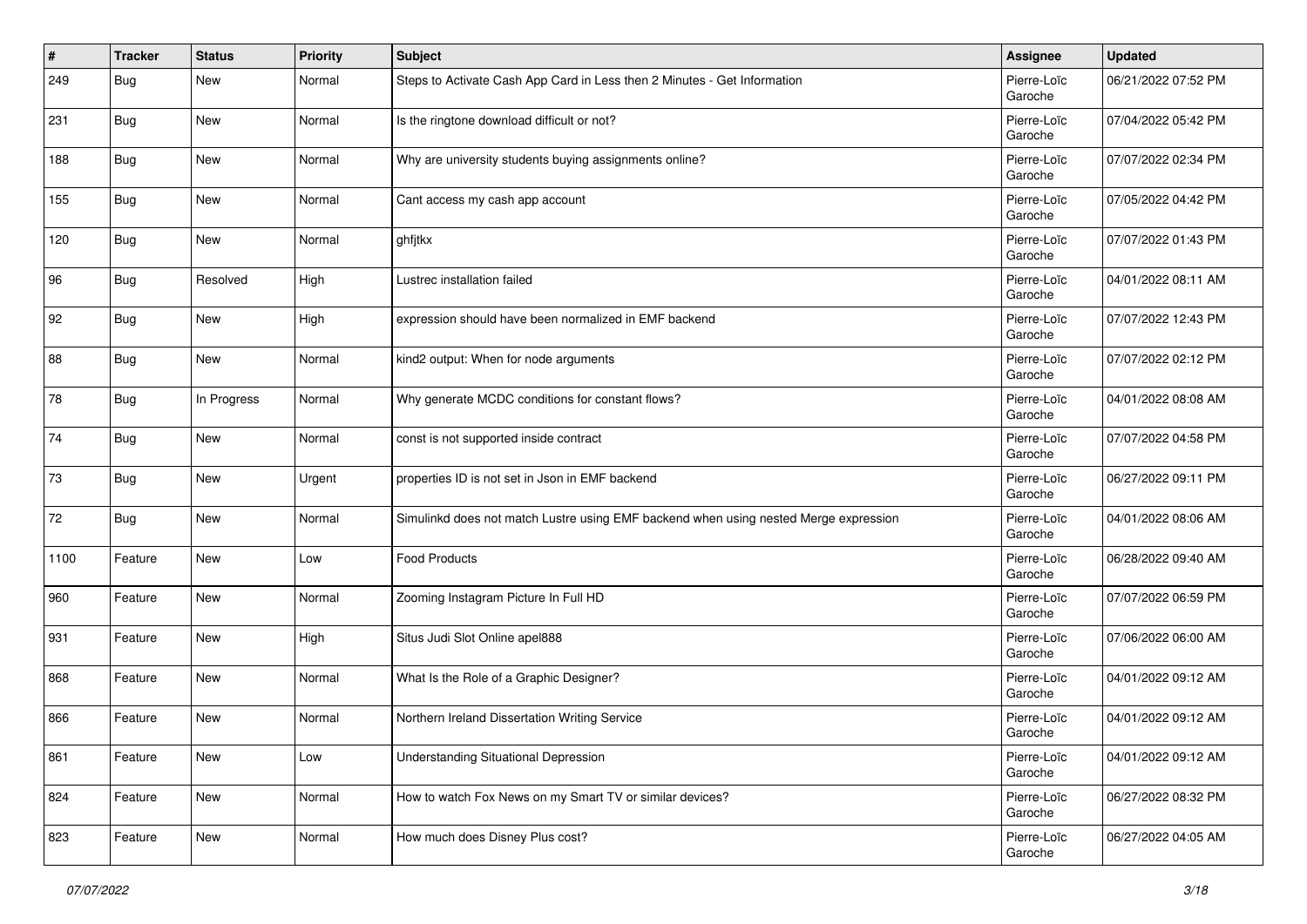| # | Tracker | Status | Priority | Subject | Assignee | Updated |
|---|---|---|---|---|---|---|
| 249 | Bug | New | Normal | Steps to Activate Cash App Card in Less then 2 Minutes - Get Information | Pierre-Loïc Garoche | 06/21/2022 07:52 PM |
| 231 | Bug | New | Normal | Is the ringtone download difficult or not? | Pierre-Loïc Garoche | 07/04/2022 05:42 PM |
| 188 | Bug | New | Normal | Why are university students buying assignments online? | Pierre-Loïc Garoche | 07/07/2022 02:34 PM |
| 155 | Bug | New | Normal | Cant access my cash app account | Pierre-Loïc Garoche | 07/05/2022 04:42 PM |
| 120 | Bug | New | Normal | ghfjtkx | Pierre-Loïc Garoche | 07/07/2022 01:43 PM |
| 96 | Bug | Resolved | High | Lustrec installation failed | Pierre-Loïc Garoche | 04/01/2022 08:11 AM |
| 92 | Bug | New | High | expression should have been normalized in EMF backend | Pierre-Loïc Garoche | 07/07/2022 12:43 PM |
| 88 | Bug | New | Normal | kind2 output: When for node arguments | Pierre-Loïc Garoche | 07/07/2022 02:12 PM |
| 78 | Bug | In Progress | Normal | Why generate MCDC conditions for constant flows? | Pierre-Loïc Garoche | 04/01/2022 08:08 AM |
| 74 | Bug | New | Normal | const is not supported inside contract | Pierre-Loïc Garoche | 07/07/2022 04:58 PM |
| 73 | Bug | New | Urgent | properties ID is not set in Json in EMF backend | Pierre-Loïc Garoche | 06/27/2022 09:11 PM |
| 72 | Bug | New | Normal | Simulinkd does not match Lustre using EMF backend when using nested Merge expression | Pierre-Loïc Garoche | 04/01/2022 08:06 AM |
| 1100 | Feature | New | Low | Food Products | Pierre-Loïc Garoche | 06/28/2022 09:40 AM |
| 960 | Feature | New | Normal | Zooming Instagram Picture In Full HD | Pierre-Loïc Garoche | 07/07/2022 06:59 PM |
| 931 | Feature | New | High | Situs Judi Slot Online apel888 | Pierre-Loïc Garoche | 07/06/2022 06:00 AM |
| 868 | Feature | New | Normal | What Is the Role of a Graphic Designer? | Pierre-Loïc Garoche | 04/01/2022 09:12 AM |
| 866 | Feature | New | Normal | Northern Ireland Dissertation Writing Service | Pierre-Loïc Garoche | 04/01/2022 09:12 AM |
| 861 | Feature | New | Low | Understanding Situational Depression | Pierre-Loïc Garoche | 04/01/2022 09:12 AM |
| 824 | Feature | New | Normal | How to watch Fox News on my Smart TV or similar devices? | Pierre-Loïc Garoche | 06/27/2022 08:32 PM |
| 823 | Feature | New | Normal | How much does Disney Plus cost? | Pierre-Loïc Garoche | 06/27/2022 04:05 AM |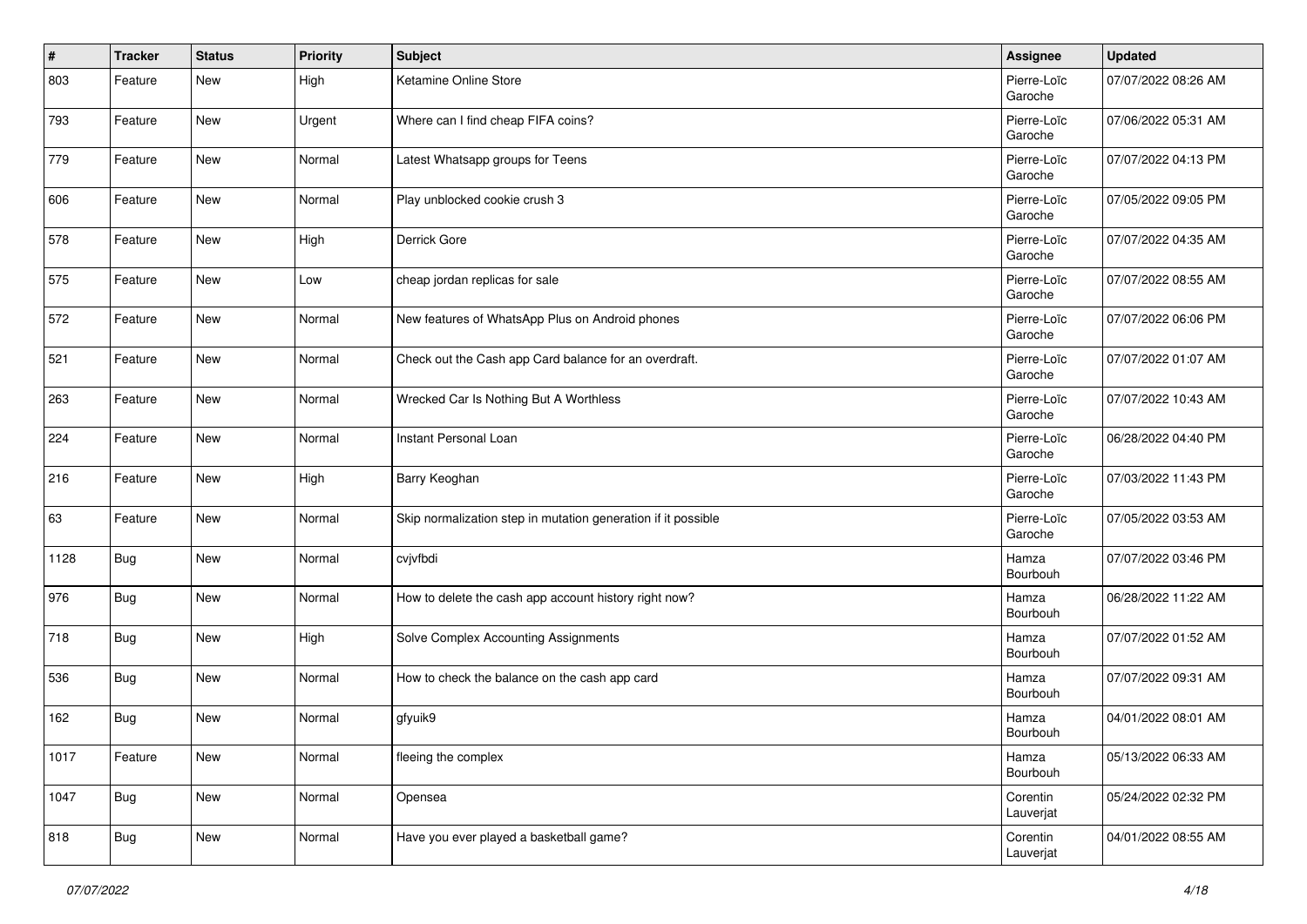| # | Tracker | Status | Priority | Subject | Assignee | Updated |
| --- | --- | --- | --- | --- | --- | --- |
| 803 | Feature | New | High | Ketamine Online Store | Pierre-Loïc Garoche | 07/07/2022 08:26 AM |
| 793 | Feature | New | Urgent | Where can I find cheap FIFA coins? | Pierre-Loïc Garoche | 07/06/2022 05:31 AM |
| 779 | Feature | New | Normal | Latest Whatsapp groups for Teens | Pierre-Loïc Garoche | 07/07/2022 04:13 PM |
| 606 | Feature | New | Normal | Play unblocked cookie crush 3 | Pierre-Loïc Garoche | 07/05/2022 09:05 PM |
| 578 | Feature | New | High | Derrick Gore | Pierre-Loïc Garoche | 07/07/2022 04:35 AM |
| 575 | Feature | New | Low | cheap jordan replicas for sale | Pierre-Loïc Garoche | 07/07/2022 08:55 AM |
| 572 | Feature | New | Normal | New features of WhatsApp Plus on Android phones | Pierre-Loïc Garoche | 07/07/2022 06:06 PM |
| 521 | Feature | New | Normal | Check out the Cash app Card balance for an overdraft. | Pierre-Loïc Garoche | 07/07/2022 01:07 AM |
| 263 | Feature | New | Normal | Wrecked Car Is Nothing But A Worthless | Pierre-Loïc Garoche | 07/07/2022 10:43 AM |
| 224 | Feature | New | Normal | Instant Personal Loan | Pierre-Loïc Garoche | 06/28/2022 04:40 PM |
| 216 | Feature | New | High | Barry Keoghan | Pierre-Loïc Garoche | 07/03/2022 11:43 PM |
| 63 | Feature | New | Normal | Skip normalization step in mutation generation if it possible | Pierre-Loïc Garoche | 07/05/2022 03:53 AM |
| 1128 | Bug | New | Normal | cvjvfbdi | Hamza Bourbouh | 07/07/2022 03:46 PM |
| 976 | Bug | New | Normal | How to delete the cash app account history right now? | Hamza Bourbouh | 06/28/2022 11:22 AM |
| 718 | Bug | New | High | Solve Complex Accounting Assignments | Hamza Bourbouh | 07/07/2022 01:52 AM |
| 536 | Bug | New | Normal | How to check the balance on the cash app card | Hamza Bourbouh | 07/07/2022 09:31 AM |
| 162 | Bug | New | Normal | gfyuik9 | Hamza Bourbouh | 04/01/2022 08:01 AM |
| 1017 | Feature | New | Normal | fleeing the complex | Hamza Bourbouh | 05/13/2022 06:33 AM |
| 1047 | Bug | New | Normal | Opensea | Corentin Lauverjat | 05/24/2022 02:32 PM |
| 818 | Bug | New | Normal | Have you ever played a basketball game? | Corentin Lauverjat | 04/01/2022 08:55 AM |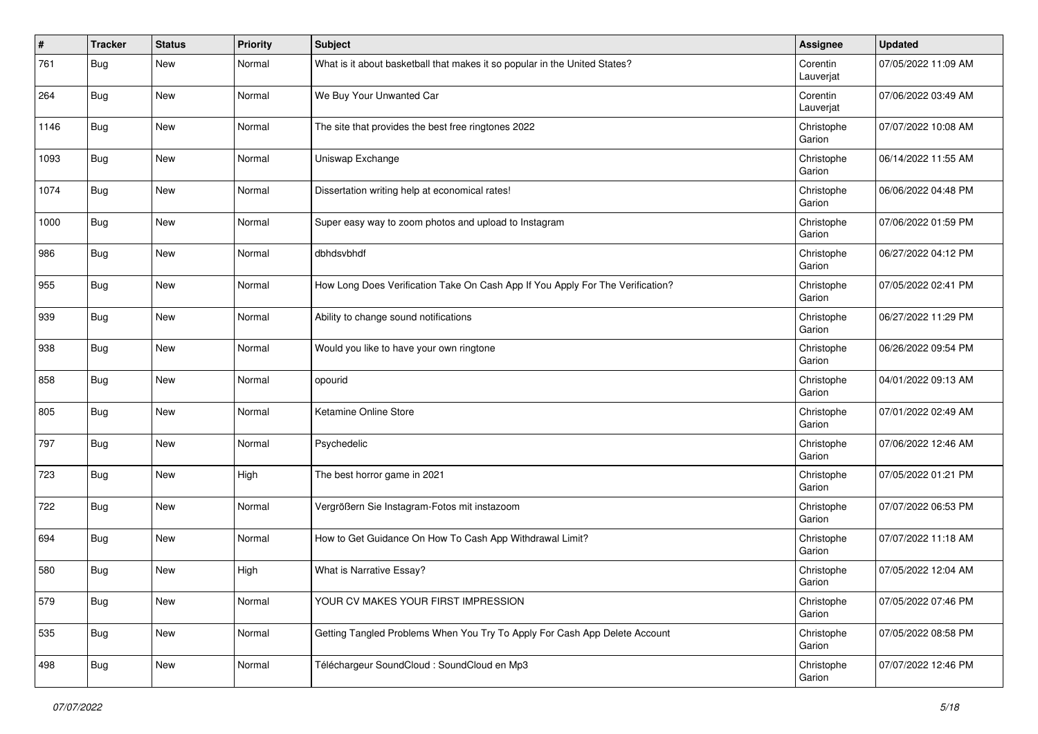| # | Tracker | Status | Priority | Subject | Assignee | Updated |
|---|---|---|---|---|---|---|
| 761 | Bug | New | Normal | What is it about basketball that makes it so popular in the United States? | Corentin Lauverjat | 07/05/2022 11:09 AM |
| 264 | Bug | New | Normal | We Buy Your Unwanted Car | Corentin Lauverjat | 07/06/2022 03:49 AM |
| 1146 | Bug | New | Normal | The site that provides the best free ringtones 2022 | Christophe Garion | 07/07/2022 10:08 AM |
| 1093 | Bug | New | Normal | Uniswap Exchange | Christophe Garion | 06/14/2022 11:55 AM |
| 1074 | Bug | New | Normal | Dissertation writing help at economical rates! | Christophe Garion | 06/06/2022 04:48 PM |
| 1000 | Bug | New | Normal | Super easy way to zoom photos and upload to Instagram | Christophe Garion | 07/06/2022 01:59 PM |
| 986 | Bug | New | Normal | dbhdsvbhdf | Christophe Garion | 06/27/2022 04:12 PM |
| 955 | Bug | New | Normal | How Long Does Verification Take On Cash App If You Apply For The Verification? | Christophe Garion | 07/05/2022 02:41 PM |
| 939 | Bug | New | Normal | Ability to change sound notifications | Christophe Garion | 06/27/2022 11:29 PM |
| 938 | Bug | New | Normal | Would you like to have your own ringtone | Christophe Garion | 06/26/2022 09:54 PM |
| 858 | Bug | New | Normal | opourid | Christophe Garion | 04/01/2022 09:13 AM |
| 805 | Bug | New | Normal | Ketamine Online Store | Christophe Garion | 07/01/2022 02:49 AM |
| 797 | Bug | New | Normal | Psychedelic | Christophe Garion | 07/06/2022 12:46 AM |
| 723 | Bug | New | High | The best horror game in 2021 | Christophe Garion | 07/05/2022 01:21 PM |
| 722 | Bug | New | Normal | Vergrößern Sie Instagram-Fotos mit instazoom | Christophe Garion | 07/07/2022 06:53 PM |
| 694 | Bug | New | Normal | How to Get Guidance On How To Cash App Withdrawal Limit? | Christophe Garion | 07/07/2022 11:18 AM |
| 580 | Bug | New | High | What is Narrative Essay? | Christophe Garion | 07/05/2022 12:04 AM |
| 579 | Bug | New | Normal | YOUR CV MAKES YOUR FIRST IMPRESSION | Christophe Garion | 07/05/2022 07:46 PM |
| 535 | Bug | New | Normal | Getting Tangled Problems When You Try To Apply For Cash App Delete Account | Christophe Garion | 07/05/2022 08:58 PM |
| 498 | Bug | New | Normal | Téléchargeur SoundCloud : SoundCloud en Mp3 | Christophe Garion | 07/07/2022 12:46 PM |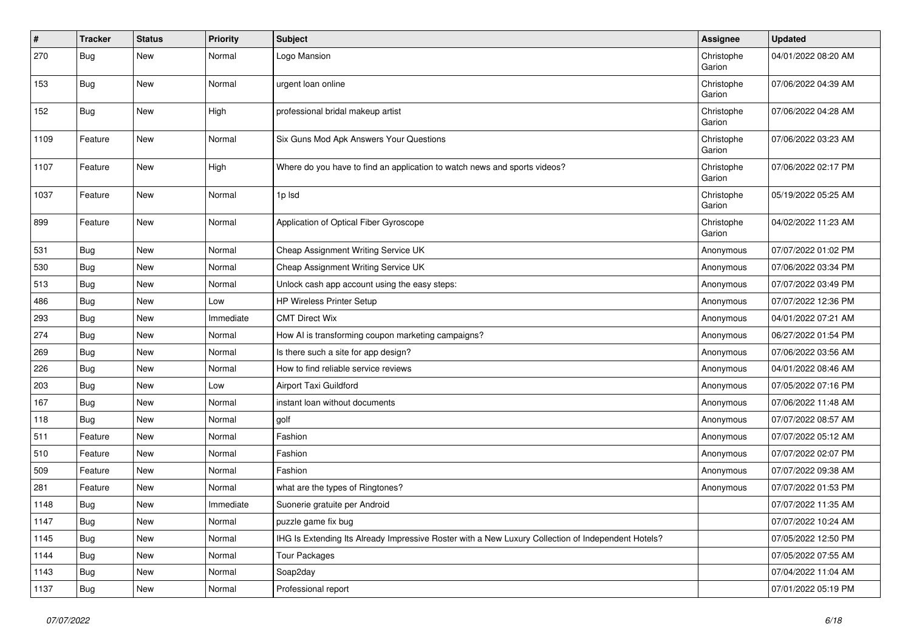| # | Tracker | Status | Priority | Subject | Assignee | Updated |
|---|---|---|---|---|---|---|
| 270 | Bug | New | Normal | Logo Mansion | Christophe Garion | 04/01/2022 08:20 AM |
| 153 | Bug | New | Normal | urgent loan online | Christophe Garion | 07/06/2022 04:39 AM |
| 152 | Bug | New | High | professional bridal makeup artist | Christophe Garion | 07/06/2022 04:28 AM |
| 1109 | Feature | New | Normal | Six Guns Mod Apk Answers Your Questions | Christophe Garion | 07/06/2022 03:23 AM |
| 1107 | Feature | New | High | Where do you have to find an application to watch news and sports videos? | Christophe Garion | 07/06/2022 02:17 PM |
| 1037 | Feature | New | Normal | 1p lsd | Christophe Garion | 05/19/2022 05:25 AM |
| 899 | Feature | New | Normal | Application of Optical Fiber Gyroscope | Christophe Garion | 04/02/2022 11:23 AM |
| 531 | Bug | New | Normal | Cheap Assignment Writing Service UK | Anonymous | 07/07/2022 01:02 PM |
| 530 | Bug | New | Normal | Cheap Assignment Writing Service UK | Anonymous | 07/06/2022 03:34 PM |
| 513 | Bug | New | Normal | Unlock cash app account using the easy steps: | Anonymous | 07/07/2022 03:49 PM |
| 486 | Bug | New | Low | HP Wireless Printer Setup | Anonymous | 07/07/2022 12:36 PM |
| 293 | Bug | New | Immediate | CMT Direct Wix | Anonymous | 04/01/2022 07:21 AM |
| 274 | Bug | New | Normal | How AI is transforming coupon marketing campaigns? | Anonymous | 06/27/2022 01:54 PM |
| 269 | Bug | New | Normal | Is there such a site for app design? | Anonymous | 07/06/2022 03:56 AM |
| 226 | Bug | New | Normal | How to find reliable service reviews | Anonymous | 04/01/2022 08:46 AM |
| 203 | Bug | New | Low | Airport Taxi Guildford | Anonymous | 07/05/2022 07:16 PM |
| 167 | Bug | New | Normal | instant loan without documents | Anonymous | 07/06/2022 11:48 AM |
| 118 | Bug | New | Normal | golf | Anonymous | 07/07/2022 08:57 AM |
| 511 | Feature | New | Normal | Fashion | Anonymous | 07/07/2022 05:12 AM |
| 510 | Feature | New | Normal | Fashion | Anonymous | 07/07/2022 02:07 PM |
| 509 | Feature | New | Normal | Fashion | Anonymous | 07/07/2022 09:38 AM |
| 281 | Feature | New | Normal | what are the types of Ringtones? | Anonymous | 07/07/2022 01:53 PM |
| 1148 | Bug | New | Immediate | Suonerie gratuite per Android | | 07/07/2022 11:35 AM |
| 1147 | Bug | New | Normal | puzzle game fix bug | | 07/07/2022 10:24 AM |
| 1145 | Bug | New | Normal | IHG Is Extending Its Already Impressive Roster with a New Luxury Collection of Independent Hotels? | | 07/05/2022 12:50 PM |
| 1144 | Bug | New | Normal | Tour Packages | | 07/05/2022 07:55 AM |
| 1143 | Bug | New | Normal | Soap2day | | 07/04/2022 11:04 AM |
| 1137 | Bug | New | Normal | Professional report | | 07/01/2022 05:19 PM |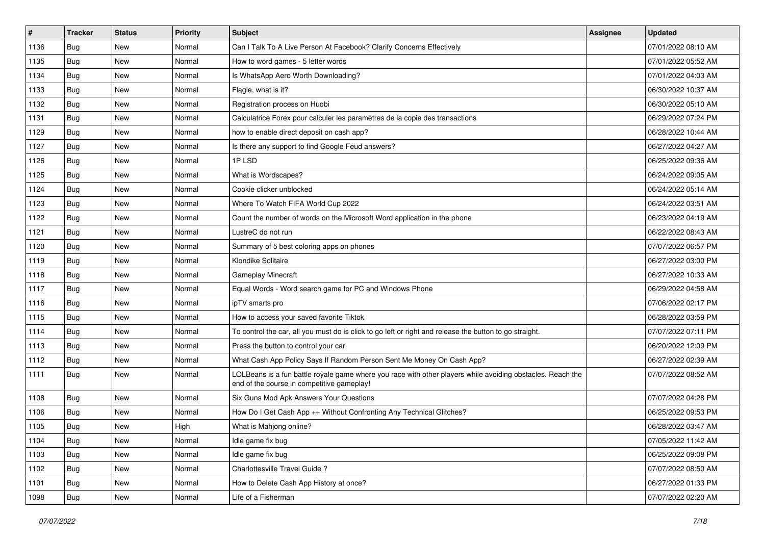| # | Tracker | Status | Priority | Subject | Assignee | Updated |
| --- | --- | --- | --- | --- | --- | --- |
| 1136 | Bug | New | Normal | Can I Talk To A Live Person At Facebook? Clarify Concerns Effectively | | 07/01/2022 08:10 AM |
| 1135 | Bug | New | Normal | How to word games - 5 letter words | | 07/01/2022 05:52 AM |
| 1134 | Bug | New | Normal | Is WhatsApp Aero Worth Downloading? | | 07/01/2022 04:03 AM |
| 1133 | Bug | New | Normal | Flagle, what is it? | | 06/30/2022 10:37 AM |
| 1132 | Bug | New | Normal | Registration process on Huobi | | 06/30/2022 05:10 AM |
| 1131 | Bug | New | Normal | Calculatrice Forex pour calculer les paramètres de la copie des transactions | | 06/29/2022 07:24 PM |
| 1129 | Bug | New | Normal | how to enable direct deposit on cash app? | | 06/28/2022 10:44 AM |
| 1127 | Bug | New | Normal | Is there any support to find Google Feud answers? | | 06/27/2022 04:27 AM |
| 1126 | Bug | New | Normal | 1P LSD | | 06/25/2022 09:36 AM |
| 1125 | Bug | New | Normal | What is Wordscapes? | | 06/24/2022 09:05 AM |
| 1124 | Bug | New | Normal | Cookie clicker unblocked | | 06/24/2022 05:14 AM |
| 1123 | Bug | New | Normal | Where To Watch FIFA World Cup 2022 | | 06/24/2022 03:51 AM |
| 1122 | Bug | New | Normal | Count the number of words on the Microsoft Word application in the phone | | 06/23/2022 04:19 AM |
| 1121 | Bug | New | Normal | LustreC do not run | | 06/22/2022 08:43 AM |
| 1120 | Bug | New | Normal | Summary of 5 best coloring apps on phones | | 07/07/2022 06:57 PM |
| 1119 | Bug | New | Normal | Klondike Solitaire | | 06/27/2022 03:00 PM |
| 1118 | Bug | New | Normal | Gameplay Minecraft | | 06/27/2022 10:33 AM |
| 1117 | Bug | New | Normal | Equal Words - Word search game for PC and Windows Phone | | 06/29/2022 04:58 AM |
| 1116 | Bug | New | Normal | ipTV smarts pro | | 07/06/2022 02:17 PM |
| 1115 | Bug | New | Normal | How to access your saved favorite Tiktok | | 06/28/2022 03:59 PM |
| 1114 | Bug | New | Normal | To control the car, all you must do is click to go left or right and release the button to go straight. | | 07/07/2022 07:11 PM |
| 1113 | Bug | New | Normal | Press the button to control your car | | 06/20/2022 12:09 PM |
| 1112 | Bug | New | Normal | What Cash App Policy Says If Random Person Sent Me Money On Cash App? | | 06/27/2022 02:39 AM |
| 1111 | Bug | New | Normal | LOLBeans is a fun battle royale game where you race with other players while avoiding obstacles. Reach the end of the course in competitive gameplay! | | 07/07/2022 08:52 AM |
| 1108 | Bug | New | Normal | Six Guns Mod Apk Answers Your Questions | | 07/07/2022 04:28 PM |
| 1106 | Bug | New | Normal | How Do I Get Cash App ++ Without Confronting Any Technical Glitches? | | 06/25/2022 09:53 PM |
| 1105 | Bug | New | High | What is Mahjong online? | | 06/28/2022 03:47 AM |
| 1104 | Bug | New | Normal | Idle game fix bug | | 07/05/2022 11:42 AM |
| 1103 | Bug | New | Normal | Idle game fix bug | | 06/25/2022 09:08 PM |
| 1102 | Bug | New | Normal | Charlottesville Travel Guide ? | | 07/07/2022 08:50 AM |
| 1101 | Bug | New | Normal | How to Delete Cash App History at once? | | 06/27/2022 01:33 PM |
| 1098 | Bug | New | Normal | Life of a Fisherman | | 07/07/2022 02:20 AM |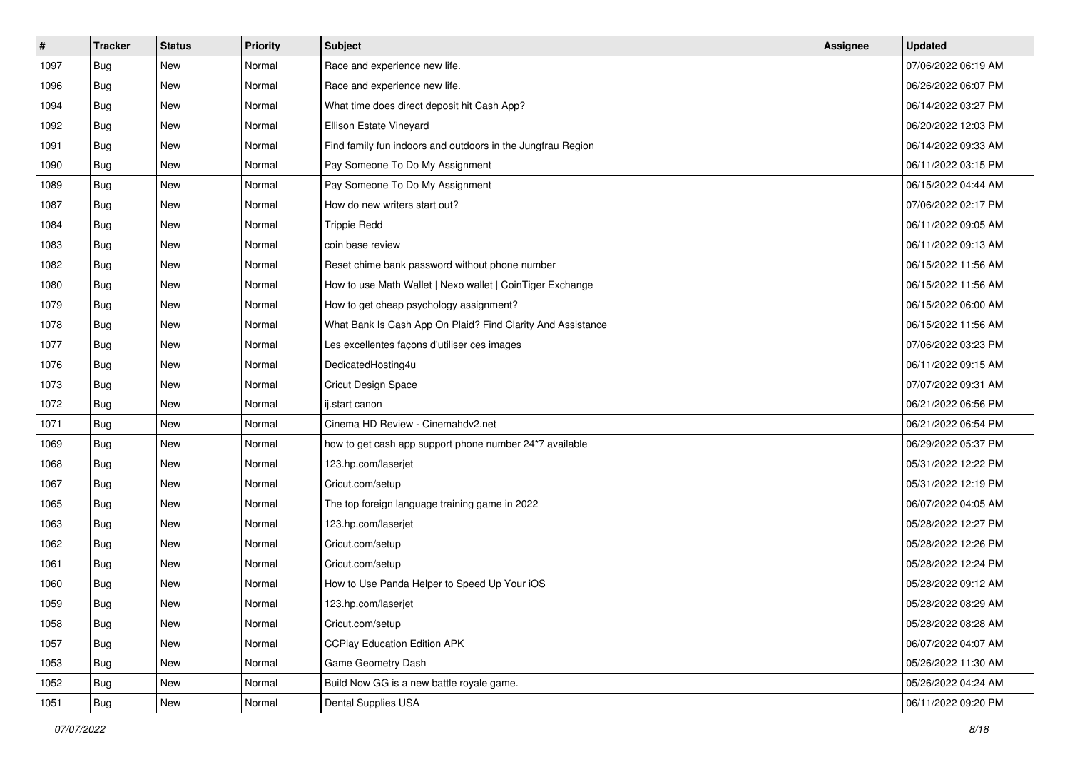| # | Tracker | Status | Priority | Subject | Assignee | Updated |
|---|---|---|---|---|---|---|
| 1097 | Bug | New | Normal | Race and experience new life. | | 07/06/2022 06:19 AM |
| 1096 | Bug | New | Normal | Race and experience new life. | | 06/26/2022 06:07 PM |
| 1094 | Bug | New | Normal | What time does direct deposit hit Cash App? | | 06/14/2022 03:27 PM |
| 1092 | Bug | New | Normal | Ellison Estate Vineyard | | 06/20/2022 12:03 PM |
| 1091 | Bug | New | Normal | Find family fun indoors and outdoors in the Jungfrau Region | | 06/14/2022 09:33 AM |
| 1090 | Bug | New | Normal | Pay Someone To Do My Assignment | | 06/11/2022 03:15 PM |
| 1089 | Bug | New | Normal | Pay Someone To Do My Assignment | | 06/15/2022 04:44 AM |
| 1087 | Bug | New | Normal | How do new writers start out? | | 07/06/2022 02:17 PM |
| 1084 | Bug | New | Normal | Trippie Redd | | 06/11/2022 09:05 AM |
| 1083 | Bug | New | Normal | coin base review | | 06/11/2022 09:13 AM |
| 1082 | Bug | New | Normal | Reset chime bank password without phone number | | 06/15/2022 11:56 AM |
| 1080 | Bug | New | Normal | How to use Math Wallet \| Nexo wallet \| CoinTiger Exchange | | 06/15/2022 11:56 AM |
| 1079 | Bug | New | Normal | How to get cheap psychology assignment? | | 06/15/2022 06:00 AM |
| 1078 | Bug | New | Normal | What Bank Is Cash App On Plaid? Find Clarity And Assistance | | 06/15/2022 11:56 AM |
| 1077 | Bug | New | Normal | Les excellentes façons d'utiliser ces images | | 07/06/2022 03:23 PM |
| 1076 | Bug | New | Normal | DedicatedHosting4u | | 06/11/2022 09:15 AM |
| 1073 | Bug | New | Normal | Cricut Design Space | | 07/07/2022 09:31 AM |
| 1072 | Bug | New | Normal | ij.start canon | | 06/21/2022 06:56 PM |
| 1071 | Bug | New | Normal | Cinema HD Review - Cinemahdv2.net | | 06/21/2022 06:54 PM |
| 1069 | Bug | New | Normal | how to get cash app support phone number 24*7 available | | 06/29/2022 05:37 PM |
| 1068 | Bug | New | Normal | 123.hp.com/laserjet | | 05/31/2022 12:22 PM |
| 1067 | Bug | New | Normal | Cricut.com/setup | | 05/31/2022 12:19 PM |
| 1065 | Bug | New | Normal | The top foreign language training game in 2022 | | 06/07/2022 04:05 AM |
| 1063 | Bug | New | Normal | 123.hp.com/laserjet | | 05/28/2022 12:27 PM |
| 1062 | Bug | New | Normal | Cricut.com/setup | | 05/28/2022 12:26 PM |
| 1061 | Bug | New | Normal | Cricut.com/setup | | 05/28/2022 12:24 PM |
| 1060 | Bug | New | Normal | How to Use Panda Helper to Speed Up Your iOS | | 05/28/2022 09:12 AM |
| 1059 | Bug | New | Normal | 123.hp.com/laserjet | | 05/28/2022 08:29 AM |
| 1058 | Bug | New | Normal | Cricut.com/setup | | 05/28/2022 08:28 AM |
| 1057 | Bug | New | Normal | CCPlay Education Edition APK | | 06/07/2022 04:07 AM |
| 1053 | Bug | New | Normal | Game Geometry Dash | | 05/26/2022 11:30 AM |
| 1052 | Bug | New | Normal | Build Now GG is a new battle royale game. | | 05/26/2022 04:24 AM |
| 1051 | Bug | New | Normal | Dental Supplies USA | | 06/11/2022 09:20 PM |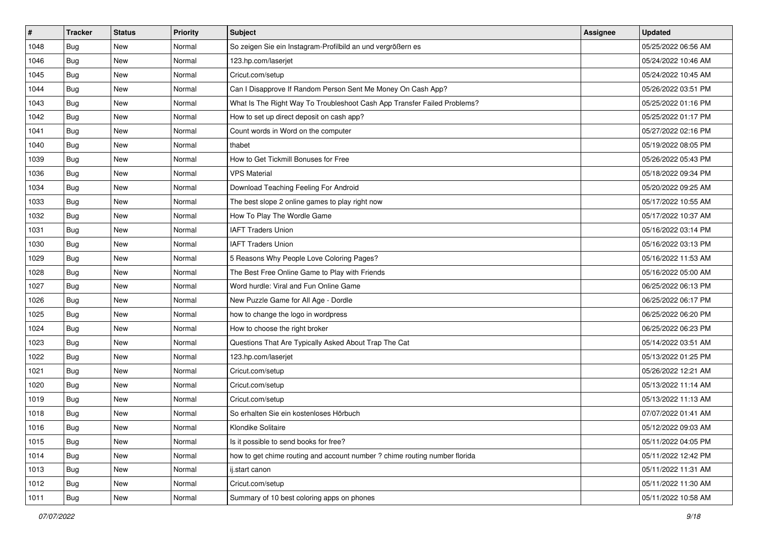| # | Tracker | Status | Priority | Subject | Assignee | Updated |
|---|---|---|---|---|---|---|
| 1048 | Bug | New | Normal | So zeigen Sie ein Instagram-Profilbild an und vergrößern es | | 05/25/2022 06:56 AM |
| 1046 | Bug | New | Normal | 123.hp.com/laserjet | | 05/24/2022 10:46 AM |
| 1045 | Bug | New | Normal | Cricut.com/setup | | 05/24/2022 10:45 AM |
| 1044 | Bug | New | Normal | Can I Disapprove If Random Person Sent Me Money On Cash App? | | 05/26/2022 03:51 PM |
| 1043 | Bug | New | Normal | What Is The Right Way To Troubleshoot Cash App Transfer Failed Problems? | | 05/25/2022 01:16 PM |
| 1042 | Bug | New | Normal | How to set up direct deposit on cash app? | | 05/25/2022 01:17 PM |
| 1041 | Bug | New | Normal | Count words in Word on the computer | | 05/27/2022 02:16 PM |
| 1040 | Bug | New | Normal | thabet | | 05/19/2022 08:05 PM |
| 1039 | Bug | New | Normal | How to Get Tickmill Bonuses for Free | | 05/26/2022 05:43 PM |
| 1036 | Bug | New | Normal | VPS Material | | 05/18/2022 09:34 PM |
| 1034 | Bug | New | Normal | Download Teaching Feeling For Android | | 05/20/2022 09:25 AM |
| 1033 | Bug | New | Normal | The best slope 2 online games to play right now | | 05/17/2022 10:55 AM |
| 1032 | Bug | New | Normal | How To Play The Wordle Game | | 05/17/2022 10:37 AM |
| 1031 | Bug | New | Normal | IAFT Traders Union | | 05/16/2022 03:14 PM |
| 1030 | Bug | New | Normal | IAFT Traders Union | | 05/16/2022 03:13 PM |
| 1029 | Bug | New | Normal | 5 Reasons Why People Love Coloring Pages? | | 05/16/2022 11:53 AM |
| 1028 | Bug | New | Normal | The Best Free Online Game to Play with Friends | | 05/16/2022 05:00 AM |
| 1027 | Bug | New | Normal | Word hurdle: Viral and Fun Online Game | | 06/25/2022 06:13 PM |
| 1026 | Bug | New | Normal | New Puzzle Game for All Age - Dordle | | 06/25/2022 06:17 PM |
| 1025 | Bug | New | Normal | how to change the logo in wordpress | | 06/25/2022 06:20 PM |
| 1024 | Bug | New | Normal | How to choose the right broker | | 06/25/2022 06:23 PM |
| 1023 | Bug | New | Normal | Questions That Are Typically Asked About Trap The Cat | | 05/14/2022 03:51 AM |
| 1022 | Bug | New | Normal | 123.hp.com/laserjet | | 05/13/2022 01:25 PM |
| 1021 | Bug | New | Normal | Cricut.com/setup | | 05/26/2022 12:21 AM |
| 1020 | Bug | New | Normal | Cricut.com/setup | | 05/13/2022 11:14 AM |
| 1019 | Bug | New | Normal | Cricut.com/setup | | 05/13/2022 11:13 AM |
| 1018 | Bug | New | Normal | So erhalten Sie ein kostenloses Hörbuch | | 07/07/2022 01:41 AM |
| 1016 | Bug | New | Normal | Klondike Solitaire | | 05/12/2022 09:03 AM |
| 1015 | Bug | New | Normal | Is it possible to send books for free? | | 05/11/2022 04:05 PM |
| 1014 | Bug | New | Normal | how to get chime routing and account number ? chime routing number florida | | 05/11/2022 12:42 PM |
| 1013 | Bug | New | Normal | ij.start canon | | 05/11/2022 11:31 AM |
| 1012 | Bug | New | Normal | Cricut.com/setup | | 05/11/2022 11:30 AM |
| 1011 | Bug | New | Normal | Summary of 10 best coloring apps on phones | | 05/11/2022 10:58 AM |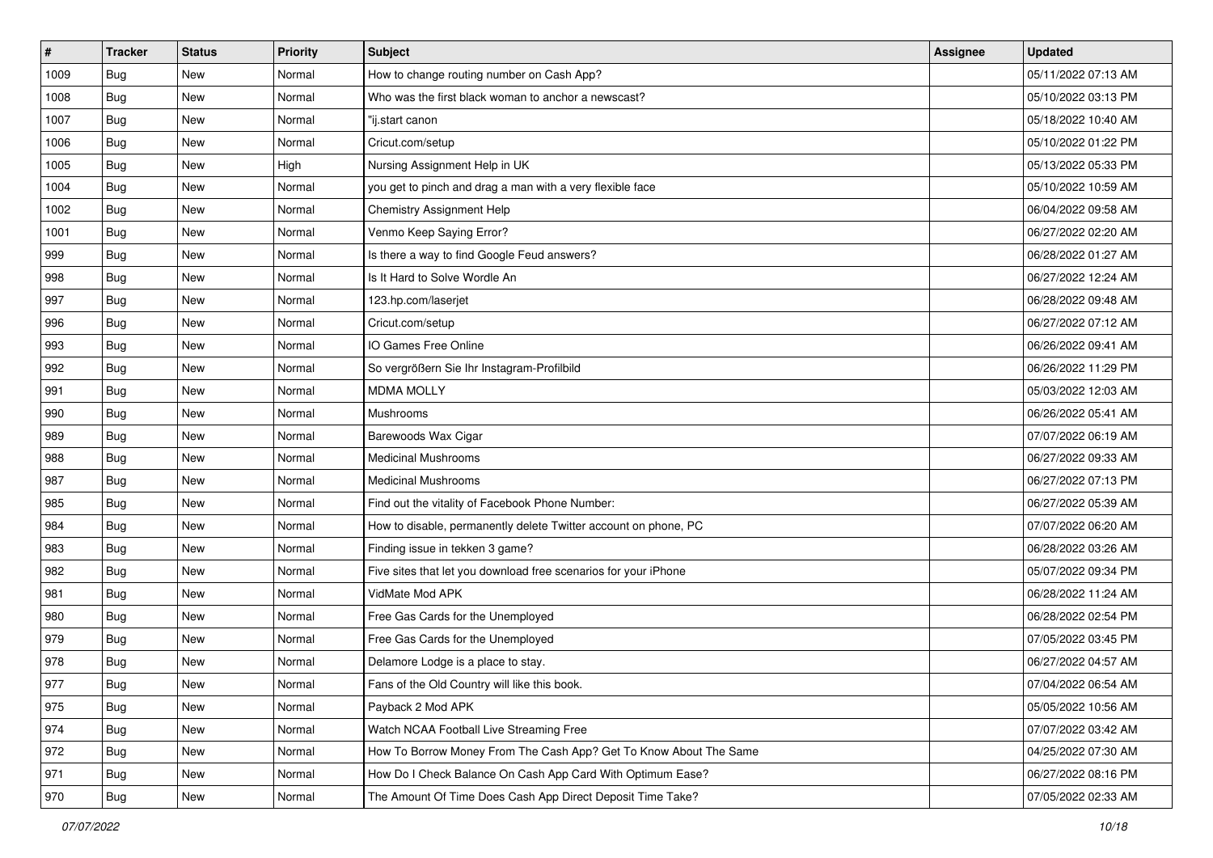| # | Tracker | Status | Priority | Subject | Assignee | Updated |
| --- | --- | --- | --- | --- | --- | --- |
| 1009 | Bug | New | Normal | How to change routing number on Cash App? | | 05/11/2022 07:13 AM |
| 1008 | Bug | New | Normal | Who was the first black woman to anchor a newscast? | | 05/10/2022 03:13 PM |
| 1007 | Bug | New | Normal | "ij.start canon | | 05/18/2022 10:40 AM |
| 1006 | Bug | New | Normal | Cricut.com/setup | | 05/10/2022 01:22 PM |
| 1005 | Bug | New | High | Nursing Assignment Help in UK | | 05/13/2022 05:33 PM |
| 1004 | Bug | New | Normal | you get to pinch and drag a man with a very flexible face | | 05/10/2022 10:59 AM |
| 1002 | Bug | New | Normal | Chemistry Assignment Help | | 06/04/2022 09:58 AM |
| 1001 | Bug | New | Normal | Venmo Keep Saying Error? | | 06/27/2022 02:20 AM |
| 999 | Bug | New | Normal | Is there a way to find Google Feud answers? | | 06/28/2022 01:27 AM |
| 998 | Bug | New | Normal | Is It Hard to Solve Wordle An | | 06/27/2022 12:24 AM |
| 997 | Bug | New | Normal | 123.hp.com/laserjet | | 06/28/2022 09:48 AM |
| 996 | Bug | New | Normal | Cricut.com/setup | | 06/27/2022 07:12 AM |
| 993 | Bug | New | Normal | IO Games Free Online | | 06/26/2022 09:41 AM |
| 992 | Bug | New | Normal | So vergrößern Sie Ihr Instagram-Profilbild | | 06/26/2022 11:29 PM |
| 991 | Bug | New | Normal | MDMA MOLLY | | 05/03/2022 12:03 AM |
| 990 | Bug | New | Normal | Mushrooms | | 06/26/2022 05:41 AM |
| 989 | Bug | New | Normal | Barewoods Wax Cigar | | 07/07/2022 06:19 AM |
| 988 | Bug | New | Normal | Medicinal Mushrooms | | 06/27/2022 09:33 AM |
| 987 | Bug | New | Normal | Medicinal Mushrooms | | 06/27/2022 07:13 PM |
| 985 | Bug | New | Normal | Find out the vitality of Facebook Phone Number: | | 06/27/2022 05:39 AM |
| 984 | Bug | New | Normal | How to disable, permanently delete Twitter account on phone, PC | | 07/07/2022 06:20 AM |
| 983 | Bug | New | Normal | Finding issue in tekken 3 game? | | 06/28/2022 03:26 AM |
| 982 | Bug | New | Normal | Five sites that let you download free scenarios for your iPhone | | 05/07/2022 09:34 PM |
| 981 | Bug | New | Normal | VidMate Mod APK | | 06/28/2022 11:24 AM |
| 980 | Bug | New | Normal | Free Gas Cards for the Unemployed | | 06/28/2022 02:54 PM |
| 979 | Bug | New | Normal | Free Gas Cards for the Unemployed | | 07/05/2022 03:45 PM |
| 978 | Bug | New | Normal | Delamore Lodge is a place to stay. | | 06/27/2022 04:57 AM |
| 977 | Bug | New | Normal | Fans of the Old Country will like this book. | | 07/04/2022 06:54 AM |
| 975 | Bug | New | Normal | Payback 2 Mod APK | | 05/05/2022 10:56 AM |
| 974 | Bug | New | Normal | Watch NCAA Football Live Streaming Free | | 07/07/2022 03:42 AM |
| 972 | Bug | New | Normal | How To Borrow Money From The Cash App? Get To Know About The Same | | 04/25/2022 07:30 AM |
| 971 | Bug | New | Normal | How Do I Check Balance On Cash App Card With Optimum Ease? | | 06/27/2022 08:16 PM |
| 970 | Bug | New | Normal | The Amount Of Time Does Cash App Direct Deposit Time Take? | | 07/05/2022 02:33 AM |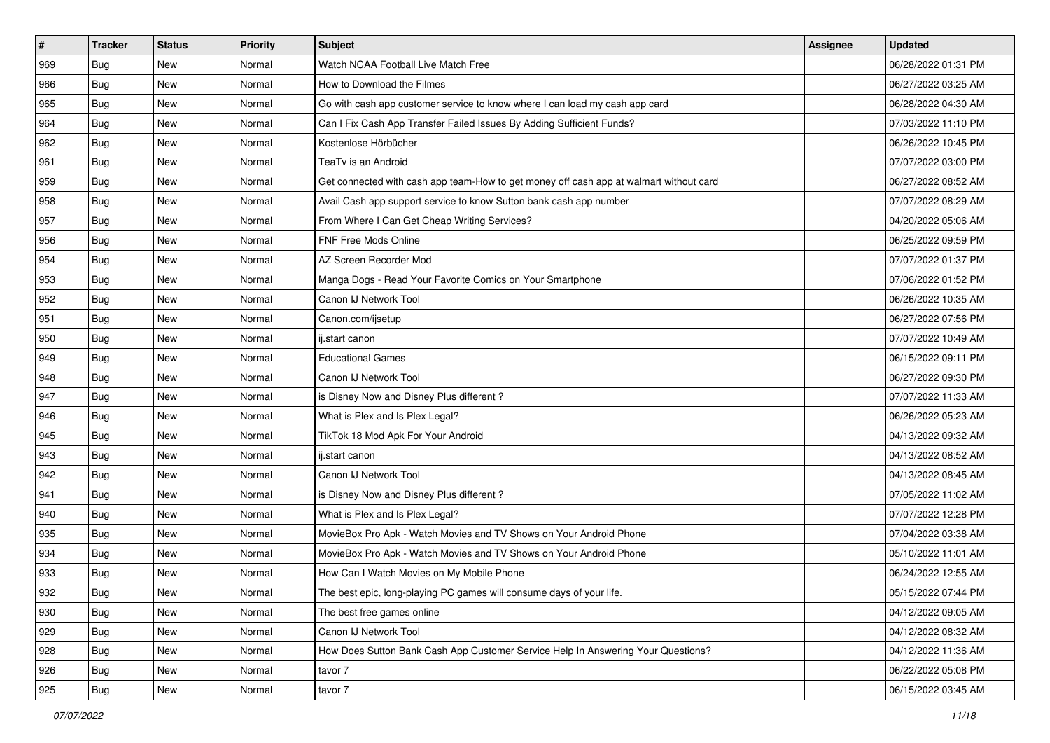| # | Tracker | Status | Priority | Subject | Assignee | Updated |
| --- | --- | --- | --- | --- | --- | --- |
| 969 | Bug | New | Normal | Watch NCAA Football Live Match Free | | 06/28/2022 01:31 PM |
| 966 | Bug | New | Normal | How to Download the Filmes | | 06/27/2022 03:25 AM |
| 965 | Bug | New | Normal | Go with cash app customer service to know where I can load my cash app card | | 06/28/2022 04:30 AM |
| 964 | Bug | New | Normal | Can I Fix Cash App Transfer Failed Issues By Adding Sufficient Funds? | | 07/03/2022 11:10 PM |
| 962 | Bug | New | Normal | Kostenlose Hörbücher | | 06/26/2022 10:45 PM |
| 961 | Bug | New | Normal | TeaTv is an Android | | 07/07/2022 03:00 PM |
| 959 | Bug | New | Normal | Get connected with cash app team-How to get money off cash app at walmart without card | | 06/27/2022 08:52 AM |
| 958 | Bug | New | Normal | Avail Cash app support service to know Sutton bank cash app number | | 07/07/2022 08:29 AM |
| 957 | Bug | New | Normal | From Where I Can Get Cheap Writing Services? | | 04/20/2022 05:06 AM |
| 956 | Bug | New | Normal | FNF Free Mods Online | | 06/25/2022 09:59 PM |
| 954 | Bug | New | Normal | AZ Screen Recorder Mod | | 07/07/2022 01:37 PM |
| 953 | Bug | New | Normal | Manga Dogs - Read Your Favorite Comics on Your Smartphone | | 07/06/2022 01:52 PM |
| 952 | Bug | New | Normal | Canon IJ Network Tool | | 06/26/2022 10:35 AM |
| 951 | Bug | New | Normal | Canon.com/ijsetup | | 06/27/2022 07:56 PM |
| 950 | Bug | New | Normal | ij.start canon | | 07/07/2022 10:49 AM |
| 949 | Bug | New | Normal | Educational Games | | 06/15/2022 09:11 PM |
| 948 | Bug | New | Normal | Canon IJ Network Tool | | 06/27/2022 09:30 PM |
| 947 | Bug | New | Normal | is Disney Now and Disney Plus different ? | | 07/07/2022 11:33 AM |
| 946 | Bug | New | Normal | What is Plex and Is Plex Legal? | | 06/26/2022 05:23 AM |
| 945 | Bug | New | Normal | TikTok 18 Mod Apk For Your Android | | 04/13/2022 09:32 AM |
| 943 | Bug | New | Normal | ij.start canon | | 04/13/2022 08:52 AM |
| 942 | Bug | New | Normal | Canon IJ Network Tool | | 04/13/2022 08:45 AM |
| 941 | Bug | New | Normal | is Disney Now and Disney Plus different ? | | 07/05/2022 11:02 AM |
| 940 | Bug | New | Normal | What is Plex and Is Plex Legal? | | 07/07/2022 12:28 PM |
| 935 | Bug | New | Normal | MovieBox Pro Apk - Watch Movies and TV Shows on Your Android Phone | | 07/04/2022 03:38 AM |
| 934 | Bug | New | Normal | MovieBox Pro Apk - Watch Movies and TV Shows on Your Android Phone | | 05/10/2022 11:01 AM |
| 933 | Bug | New | Normal | How Can I Watch Movies on My Mobile Phone | | 06/24/2022 12:55 AM |
| 932 | Bug | New | Normal | The best epic, long-playing PC games will consume days of your life. | | 05/15/2022 07:44 PM |
| 930 | Bug | New | Normal | The best free games online | | 04/12/2022 09:05 AM |
| 929 | Bug | New | Normal | Canon IJ Network Tool | | 04/12/2022 08:32 AM |
| 928 | Bug | New | Normal | How Does Sutton Bank Cash App Customer Service Help In Answering Your Questions? | | 04/12/2022 11:36 AM |
| 926 | Bug | New | Normal | tavor 7 | | 06/22/2022 05:08 PM |
| 925 | Bug | New | Normal | tavor 7 | | 06/15/2022 03:45 AM |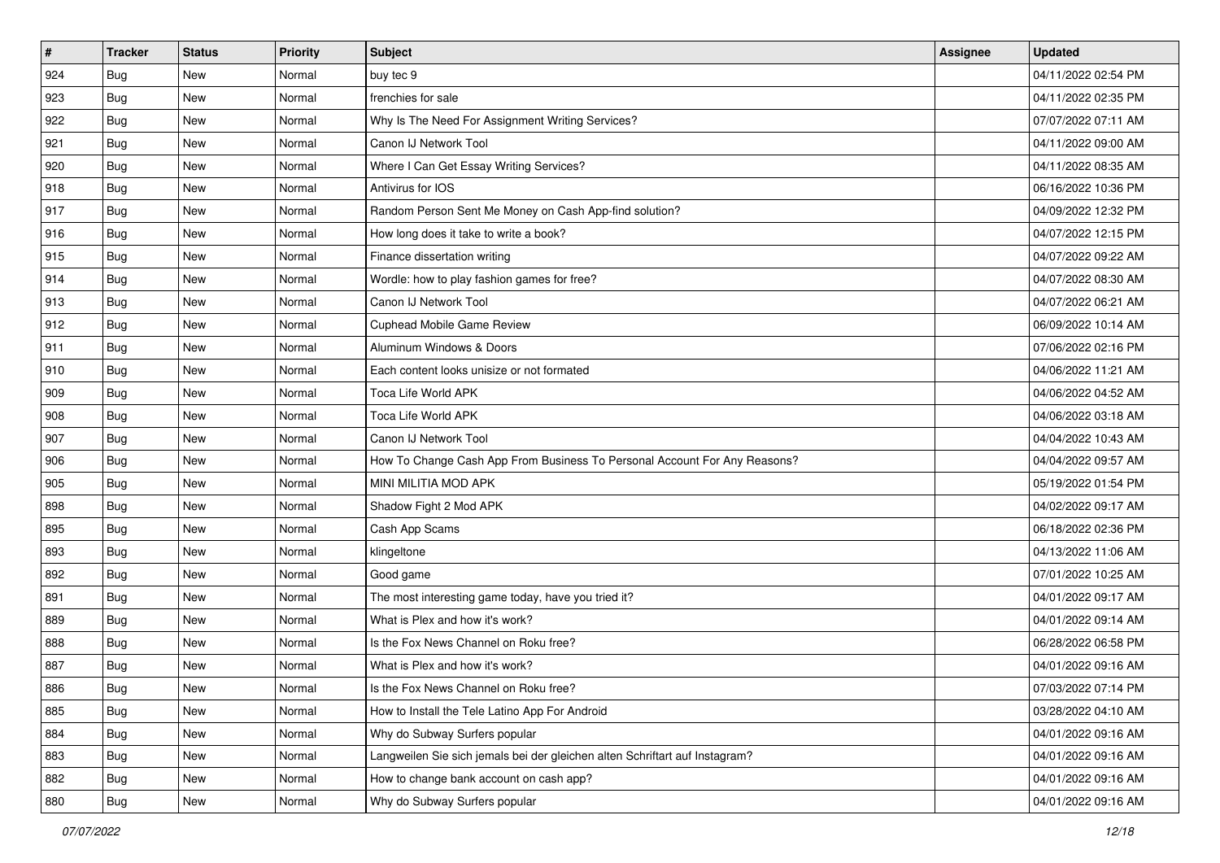| # | Tracker | Status | Priority | Subject | Assignee | Updated |
|---|---|---|---|---|---|---|
| 924 | Bug | New | Normal | buy tec 9 | | 04/11/2022 02:54 PM |
| 923 | Bug | New | Normal | frenchies for sale | | 04/11/2022 02:35 PM |
| 922 | Bug | New | Normal | Why Is The Need For Assignment Writing Services? | | 07/07/2022 07:11 AM |
| 921 | Bug | New | Normal | Canon IJ Network Tool | | 04/11/2022 09:00 AM |
| 920 | Bug | New | Normal | Where I Can Get Essay Writing Services? | | 04/11/2022 08:35 AM |
| 918 | Bug | New | Normal | Antivirus for IOS | | 06/16/2022 10:36 PM |
| 917 | Bug | New | Normal | Random Person Sent Me Money on Cash App-find solution? | | 04/09/2022 12:32 PM |
| 916 | Bug | New | Normal | How long does it take to write a book? | | 04/07/2022 12:15 PM |
| 915 | Bug | New | Normal | Finance dissertation writing | | 04/07/2022 09:22 AM |
| 914 | Bug | New | Normal | Wordle: how to play fashion games for free? | | 04/07/2022 08:30 AM |
| 913 | Bug | New | Normal | Canon IJ Network Tool | | 04/07/2022 06:21 AM |
| 912 | Bug | New | Normal | Cuphead Mobile Game Review | | 06/09/2022 10:14 AM |
| 911 | Bug | New | Normal | Aluminum Windows & Doors | | 07/06/2022 02:16 PM |
| 910 | Bug | New | Normal | Each content looks unisize or not formated | | 04/06/2022 11:21 AM |
| 909 | Bug | New | Normal | Toca Life World APK | | 04/06/2022 04:52 AM |
| 908 | Bug | New | Normal | Toca Life World APK | | 04/06/2022 03:18 AM |
| 907 | Bug | New | Normal | Canon IJ Network Tool | | 04/04/2022 10:43 AM |
| 906 | Bug | New | Normal | How To Change Cash App From Business To Personal Account For Any Reasons? | | 04/04/2022 09:57 AM |
| 905 | Bug | New | Normal | MINI MILITIA MOD APK | | 05/19/2022 01:54 PM |
| 898 | Bug | New | Normal | Shadow Fight 2 Mod APK | | 04/02/2022 09:17 AM |
| 895 | Bug | New | Normal | Cash App Scams | | 06/18/2022 02:36 PM |
| 893 | Bug | New | Normal | klingeltone | | 04/13/2022 11:06 AM |
| 892 | Bug | New | Normal | Good game | | 07/01/2022 10:25 AM |
| 891 | Bug | New | Normal | The most interesting game today, have you tried it? | | 04/01/2022 09:17 AM |
| 889 | Bug | New | Normal | What is Plex and how it's work? | | 04/01/2022 09:14 AM |
| 888 | Bug | New | Normal | Is the Fox News Channel on Roku free? | | 06/28/2022 06:58 PM |
| 887 | Bug | New | Normal | What is Plex and how it's work? | | 04/01/2022 09:16 AM |
| 886 | Bug | New | Normal | Is the Fox News Channel on Roku free? | | 07/03/2022 07:14 PM |
| 885 | Bug | New | Normal | How to Install the Tele Latino App For Android | | 03/28/2022 04:10 AM |
| 884 | Bug | New | Normal | Why do Subway Surfers popular | | 04/01/2022 09:16 AM |
| 883 | Bug | New | Normal | Langweilen Sie sich jemals bei der gleichen alten Schriftart auf Instagram? | | 04/01/2022 09:16 AM |
| 882 | Bug | New | Normal | How to change bank account on cash app? | | 04/01/2022 09:16 AM |
| 880 | Bug | New | Normal | Why do Subway Surfers popular | | 04/01/2022 09:16 AM |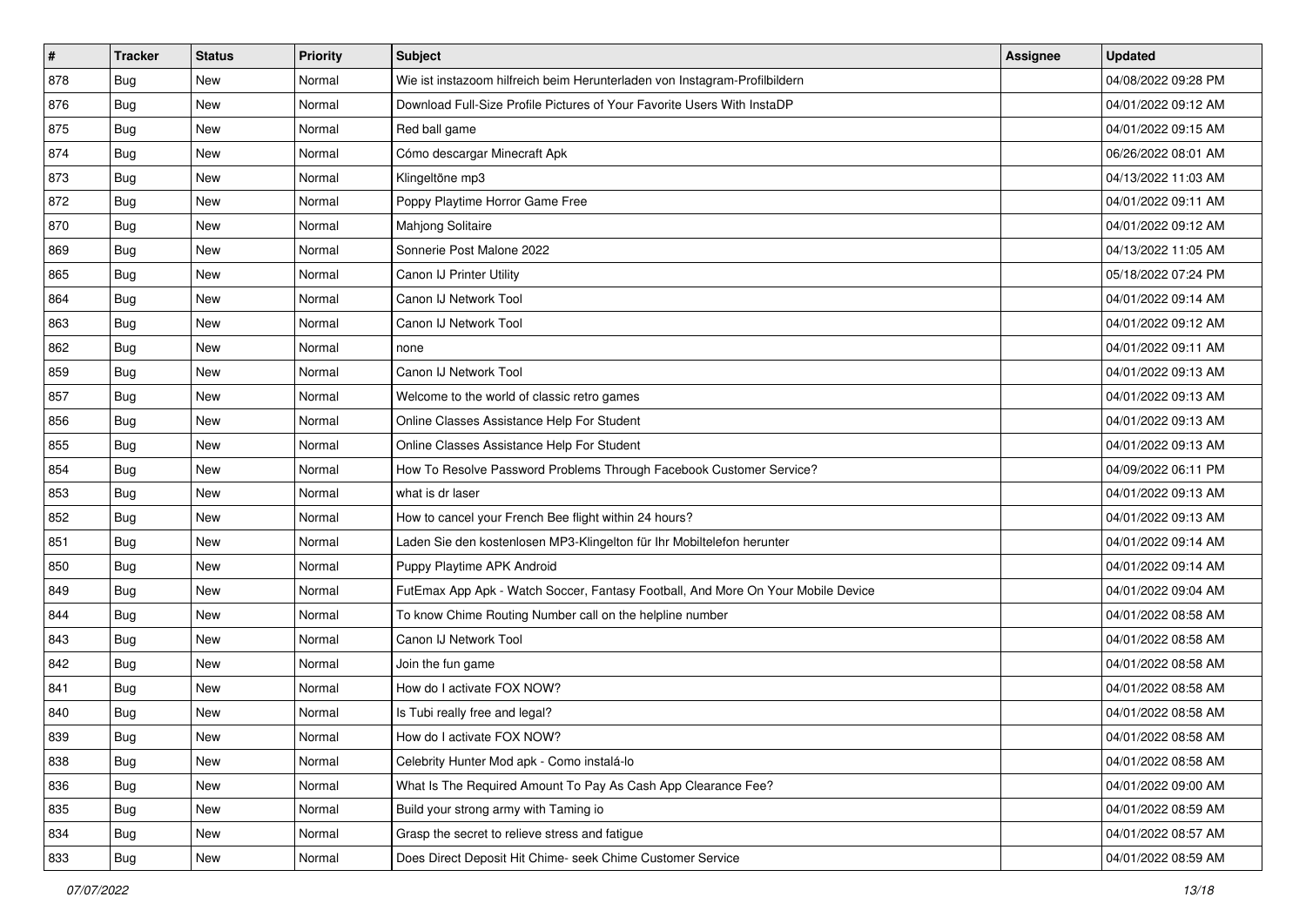| # | Tracker | Status | Priority | Subject | Assignee | Updated |
|---|---|---|---|---|---|---|
| 878 | Bug | New | Normal | Wie ist instazoom hilfreich beim Herunterladen von Instagram-Profilbildern | | 04/08/2022 09:28 PM |
| 876 | Bug | New | Normal | Download Full-Size Profile Pictures of Your Favorite Users With InstaDP | | 04/01/2022 09:12 AM |
| 875 | Bug | New | Normal | Red ball game | | 04/01/2022 09:15 AM |
| 874 | Bug | New | Normal | Cómo descargar Minecraft Apk | | 06/26/2022 08:01 AM |
| 873 | Bug | New | Normal | Klingeltöne mp3 | | 04/13/2022 11:03 AM |
| 872 | Bug | New | Normal | Poppy Playtime Horror Game Free | | 04/01/2022 09:11 AM |
| 870 | Bug | New | Normal | Mahjong Solitaire | | 04/01/2022 09:12 AM |
| 869 | Bug | New | Normal | Sonnerie Post Malone 2022 | | 04/13/2022 11:05 AM |
| 865 | Bug | New | Normal | Canon IJ Printer Utility | | 05/18/2022 07:24 PM |
| 864 | Bug | New | Normal | Canon IJ Network Tool | | 04/01/2022 09:14 AM |
| 863 | Bug | New | Normal | Canon IJ Network Tool | | 04/01/2022 09:12 AM |
| 862 | Bug | New | Normal | none | | 04/01/2022 09:11 AM |
| 859 | Bug | New | Normal | Canon IJ Network Tool | | 04/01/2022 09:13 AM |
| 857 | Bug | New | Normal | Welcome to the world of classic retro games | | 04/01/2022 09:13 AM |
| 856 | Bug | New | Normal | Online Classes Assistance Help For Student | | 04/01/2022 09:13 AM |
| 855 | Bug | New | Normal | Online Classes Assistance Help For Student | | 04/01/2022 09:13 AM |
| 854 | Bug | New | Normal | How To Resolve Password Problems Through Facebook Customer Service? | | 04/09/2022 06:11 PM |
| 853 | Bug | New | Normal | what is dr laser | | 04/01/2022 09:13 AM |
| 852 | Bug | New | Normal | How to cancel your French Bee flight within 24 hours? | | 04/01/2022 09:13 AM |
| 851 | Bug | New | Normal | Laden Sie den kostenlosen MP3-Klingelton für Ihr Mobiltelefon herunter | | 04/01/2022 09:14 AM |
| 850 | Bug | New | Normal | Puppy Playtime APK Android | | 04/01/2022 09:14 AM |
| 849 | Bug | New | Normal | FutEmax App Apk - Watch Soccer, Fantasy Football, And More On Your Mobile Device | | 04/01/2022 09:04 AM |
| 844 | Bug | New | Normal | To know Chime Routing Number call on the helpline number | | 04/01/2022 08:58 AM |
| 843 | Bug | New | Normal | Canon IJ Network Tool | | 04/01/2022 08:58 AM |
| 842 | Bug | New | Normal | Join the fun game | | 04/01/2022 08:58 AM |
| 841 | Bug | New | Normal | How do I activate FOX NOW? | | 04/01/2022 08:58 AM |
| 840 | Bug | New | Normal | Is Tubi really free and legal? | | 04/01/2022 08:58 AM |
| 839 | Bug | New | Normal | How do I activate FOX NOW? | | 04/01/2022 08:58 AM |
| 838 | Bug | New | Normal | Celebrity Hunter Mod apk - Como instalá-lo | | 04/01/2022 08:58 AM |
| 836 | Bug | New | Normal | What Is The Required Amount To Pay As Cash App Clearance Fee? | | 04/01/2022 09:00 AM |
| 835 | Bug | New | Normal | Build your strong army with Taming io | | 04/01/2022 08:59 AM |
| 834 | Bug | New | Normal | Grasp the secret to relieve stress and fatigue | | 04/01/2022 08:57 AM |
| 833 | Bug | New | Normal | Does Direct Deposit Hit Chime- seek Chime Customer Service | | 04/01/2022 08:59 AM |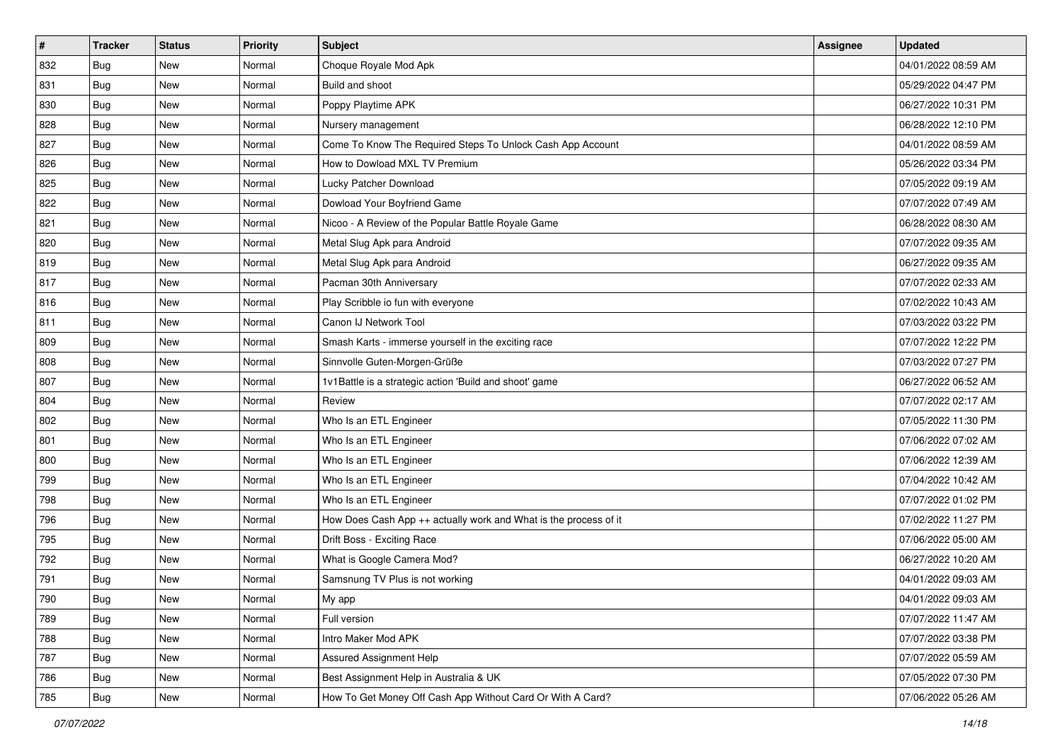| # | Tracker | Status | Priority | Subject | Assignee | Updated |
|---|---|---|---|---|---|---|
| 832 | Bug | New | Normal | Choque Royale Mod Apk | | 04/01/2022 08:59 AM |
| 831 | Bug | New | Normal | Build and shoot | | 05/29/2022 04:47 PM |
| 830 | Bug | New | Normal | Poppy Playtime APK | | 06/27/2022 10:31 PM |
| 828 | Bug | New | Normal | Nursery management | | 06/28/2022 12:10 PM |
| 827 | Bug | New | Normal | Come To Know The Required Steps To Unlock Cash App Account | | 04/01/2022 08:59 AM |
| 826 | Bug | New | Normal | How to Dowload MXL TV Premium | | 05/26/2022 03:34 PM |
| 825 | Bug | New | Normal | Lucky Patcher Download | | 07/05/2022 09:19 AM |
| 822 | Bug | New | Normal | Dowload Your Boyfriend Game | | 07/07/2022 07:49 AM |
| 821 | Bug | New | Normal | Nicoo - A Review of the Popular Battle Royale Game | | 06/28/2022 08:30 AM |
| 820 | Bug | New | Normal | Metal Slug Apk para Android | | 07/07/2022 09:35 AM |
| 819 | Bug | New | Normal | Metal Slug Apk para Android | | 06/27/2022 09:35 AM |
| 817 | Bug | New | Normal | Pacman 30th Anniversary | | 07/07/2022 02:33 AM |
| 816 | Bug | New | Normal | Play Scribble io fun with everyone | | 07/02/2022 10:43 AM |
| 811 | Bug | New | Normal | Canon IJ Network Tool | | 07/03/2022 03:22 PM |
| 809 | Bug | New | Normal | Smash Karts - immerse yourself in the exciting race | | 07/07/2022 12:22 PM |
| 808 | Bug | New | Normal | Sinnvolle Guten-Morgen-Grüße | | 07/03/2022 07:27 PM |
| 807 | Bug | New | Normal | 1v1Battle is a strategic action 'Build and shoot' game | | 06/27/2022 06:52 AM |
| 804 | Bug | New | Normal | Review | | 07/07/2022 02:17 AM |
| 802 | Bug | New | Normal | Who Is an ETL Engineer | | 07/05/2022 11:30 PM |
| 801 | Bug | New | Normal | Who Is an ETL Engineer | | 07/06/2022 07:02 AM |
| 800 | Bug | New | Normal | Who Is an ETL Engineer | | 07/06/2022 12:39 AM |
| 799 | Bug | New | Normal | Who Is an ETL Engineer | | 07/04/2022 10:42 AM |
| 798 | Bug | New | Normal | Who Is an ETL Engineer | | 07/07/2022 01:02 PM |
| 796 | Bug | New | Normal | How Does Cash App ++ actually work and What is the process of it | | 07/02/2022 11:27 PM |
| 795 | Bug | New | Normal | Drift Boss - Exciting Race | | 07/06/2022 05:00 AM |
| 792 | Bug | New | Normal | What is Google Camera Mod? | | 06/27/2022 10:20 AM |
| 791 | Bug | New | Normal | Samsnung TV Plus is not working | | 04/01/2022 09:03 AM |
| 790 | Bug | New | Normal | My app | | 04/01/2022 09:03 AM |
| 789 | Bug | New | Normal | Full version | | 07/07/2022 11:47 AM |
| 788 | Bug | New | Normal | Intro Maker Mod APK | | 07/07/2022 03:38 PM |
| 787 | Bug | New | Normal | Assured Assignment Help | | 07/07/2022 05:59 AM |
| 786 | Bug | New | Normal | Best Assignment Help in Australia & UK | | 07/05/2022 07:30 PM |
| 785 | Bug | New | Normal | How To Get Money Off Cash App Without Card Or With A Card? | | 07/06/2022 05:26 AM |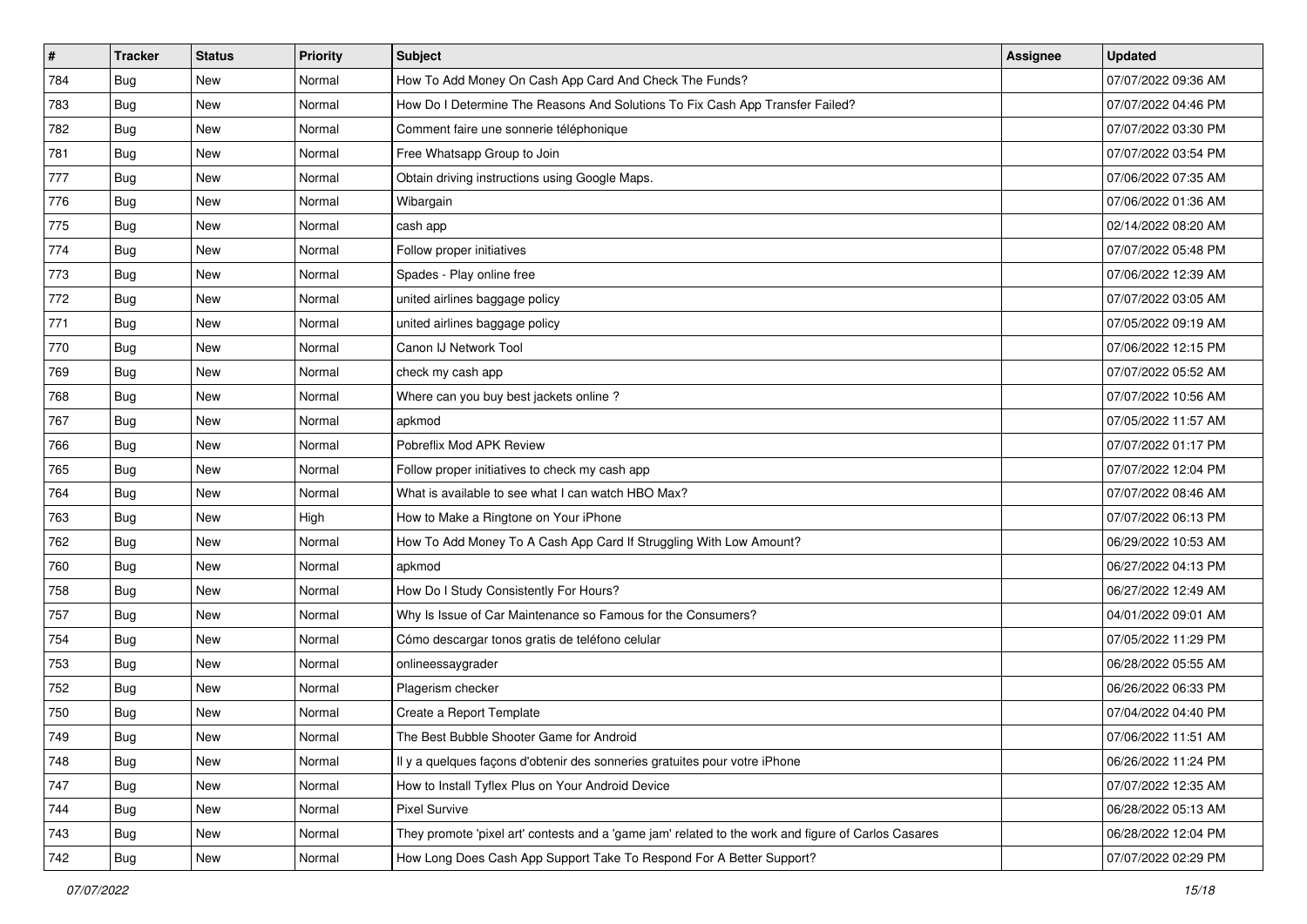| # | Tracker | Status | Priority | Subject | Assignee | Updated |
|---|---|---|---|---|---|---|
| 784 | Bug | New | Normal | How To Add Money On Cash App Card And Check The Funds? | | 07/07/2022 09:36 AM |
| 783 | Bug | New | Normal | How Do I Determine The Reasons And Solutions To Fix Cash App Transfer Failed? | | 07/07/2022 04:46 PM |
| 782 | Bug | New | Normal | Comment faire une sonnerie téléphonique | | 07/07/2022 03:30 PM |
| 781 | Bug | New | Normal | Free Whatsapp Group to Join | | 07/07/2022 03:54 PM |
| 777 | Bug | New | Normal | Obtain driving instructions using Google Maps. | | 07/06/2022 07:35 AM |
| 776 | Bug | New | Normal | Wibargain | | 07/06/2022 01:36 AM |
| 775 | Bug | New | Normal | cash app | | 02/14/2022 08:20 AM |
| 774 | Bug | New | Normal | Follow proper initiatives | | 07/07/2022 05:48 PM |
| 773 | Bug | New | Normal | Spades - Play online free | | 07/06/2022 12:39 AM |
| 772 | Bug | New | Normal | united airlines baggage policy | | 07/07/2022 03:05 AM |
| 771 | Bug | New | Normal | united airlines baggage policy | | 07/05/2022 09:19 AM |
| 770 | Bug | New | Normal | Canon IJ Network Tool | | 07/06/2022 12:15 PM |
| 769 | Bug | New | Normal | check my cash app | | 07/07/2022 05:52 AM |
| 768 | Bug | New | Normal | Where can you buy best jackets online ? | | 07/07/2022 10:56 AM |
| 767 | Bug | New | Normal | apkmod | | 07/05/2022 11:57 AM |
| 766 | Bug | New | Normal | Pobreflix Mod APK Review | | 07/07/2022 01:17 PM |
| 765 | Bug | New | Normal | Follow proper initiatives to check my cash app | | 07/07/2022 12:04 PM |
| 764 | Bug | New | Normal | What is available to see what I can watch HBO Max? | | 07/07/2022 08:46 AM |
| 763 | Bug | New | High | How to Make a Ringtone on Your iPhone | | 07/07/2022 06:13 PM |
| 762 | Bug | New | Normal | How To Add Money To A Cash App Card If Struggling With Low Amount? | | 06/29/2022 10:53 AM |
| 760 | Bug | New | Normal | apkmod | | 06/27/2022 04:13 PM |
| 758 | Bug | New | Normal | How Do I Study Consistently For Hours? | | 06/27/2022 12:49 AM |
| 757 | Bug | New | Normal | Why Is Issue of Car Maintenance so Famous for the Consumers? | | 04/01/2022 09:01 AM |
| 754 | Bug | New | Normal | Cómo descargar tonos gratis de teléfono celular | | 07/05/2022 11:29 PM |
| 753 | Bug | New | Normal | onlineessaygrader | | 06/28/2022 05:55 AM |
| 752 | Bug | New | Normal | Plagerism checker | | 06/26/2022 06:33 PM |
| 750 | Bug | New | Normal | Create a Report Template | | 07/04/2022 04:40 PM |
| 749 | Bug | New | Normal | The Best Bubble Shooter Game for Android | | 07/06/2022 11:51 AM |
| 748 | Bug | New | Normal | Il y a quelques façons d'obtenir des sonneries gratuites pour votre iPhone | | 06/26/2022 11:24 PM |
| 747 | Bug | New | Normal | How to Install Tyflex Plus on Your Android Device | | 07/07/2022 12:35 AM |
| 744 | Bug | New | Normal | Pixel Survive | | 06/28/2022 05:13 AM |
| 743 | Bug | New | Normal | They promote 'pixel art' contests and a 'game jam' related to the work and figure of Carlos Casares | | 06/28/2022 12:04 PM |
| 742 | Bug | New | Normal | How Long Does Cash App Support Take To Respond For A Better Support? | | 07/07/2022 02:29 PM |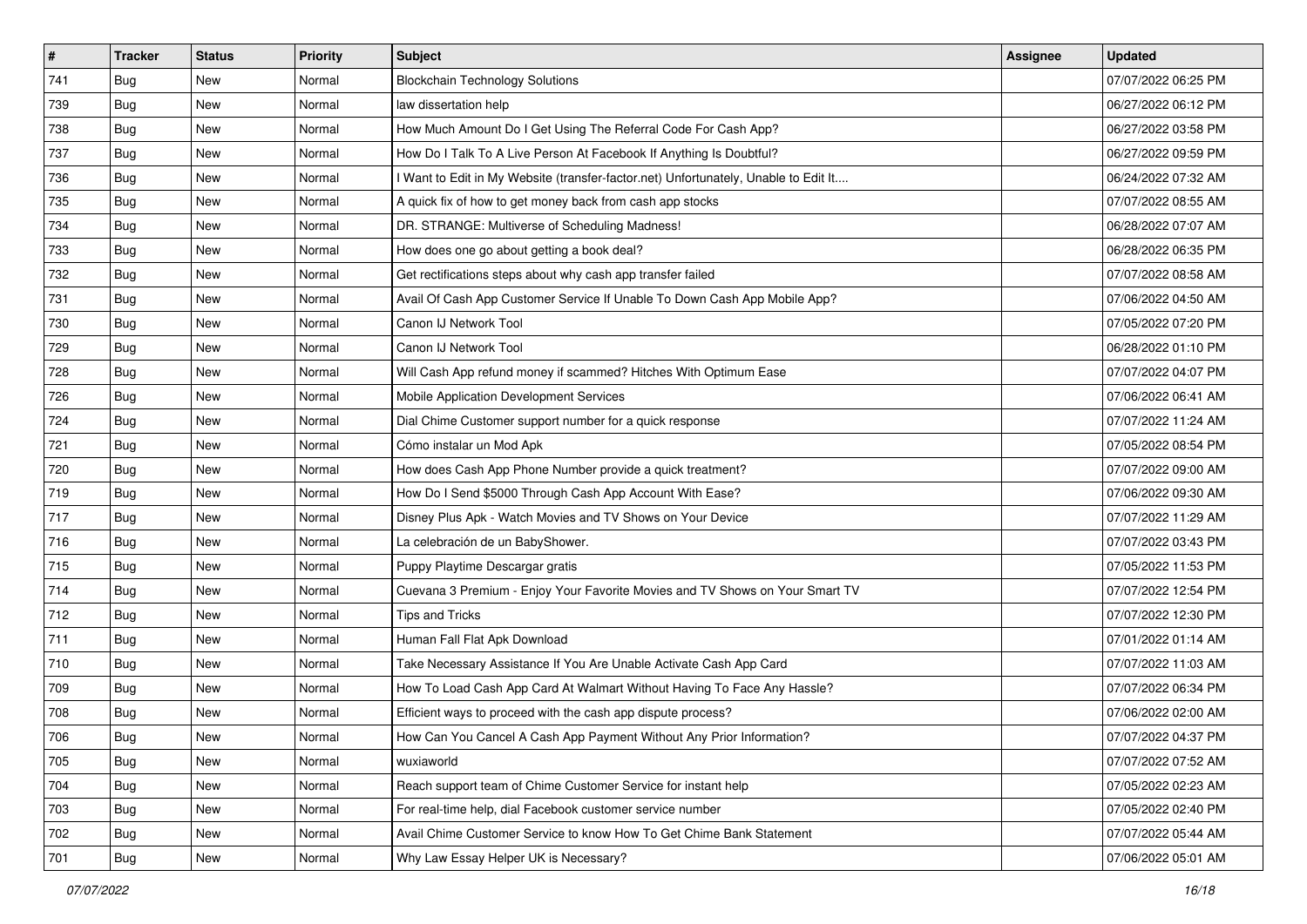| # | Tracker | Status | Priority | Subject | Assignee | Updated |
|---|---|---|---|---|---|---|
| 741 | Bug | New | Normal | Blockchain Technology Solutions | | 07/07/2022 06:25 PM |
| 739 | Bug | New | Normal | law dissertation help | | 06/27/2022 06:12 PM |
| 738 | Bug | New | Normal | How Much Amount Do I Get Using The Referral Code For Cash App? | | 06/27/2022 03:58 PM |
| 737 | Bug | New | Normal | How Do I Talk To A Live Person At Facebook If Anything Is Doubtful? | | 06/27/2022 09:59 PM |
| 736 | Bug | New | Normal | I Want to Edit in My Website (transfer-factor.net) Unfortunately, Unable to Edit It.... | | 06/24/2022 07:32 AM |
| 735 | Bug | New | Normal | A quick fix of how to get money back from cash app stocks | | 07/07/2022 08:55 AM |
| 734 | Bug | New | Normal | DR. STRANGE: Multiverse of Scheduling Madness! | | 06/28/2022 07:07 AM |
| 733 | Bug | New | Normal | How does one go about getting a book deal? | | 06/28/2022 06:35 PM |
| 732 | Bug | New | Normal | Get rectifications steps about why cash app transfer failed | | 07/07/2022 08:58 AM |
| 731 | Bug | New | Normal | Avail Of Cash App Customer Service If Unable To Down Cash App Mobile App? | | 07/06/2022 04:50 AM |
| 730 | Bug | New | Normal | Canon IJ Network Tool | | 07/05/2022 07:20 PM |
| 729 | Bug | New | Normal | Canon IJ Network Tool | | 06/28/2022 01:10 PM |
| 728 | Bug | New | Normal | Will Cash App refund money if scammed? Hitches With Optimum Ease | | 07/07/2022 04:07 PM |
| 726 | Bug | New | Normal | Mobile Application Development Services | | 07/06/2022 06:41 AM |
| 724 | Bug | New | Normal | Dial Chime Customer support number for a quick response | | 07/07/2022 11:24 AM |
| 721 | Bug | New | Normal | Cómo instalar un Mod Apk | | 07/05/2022 08:54 PM |
| 720 | Bug | New | Normal | How does Cash App Phone Number provide a quick treatment? | | 07/07/2022 09:00 AM |
| 719 | Bug | New | Normal | How Do I Send $5000 Through Cash App Account With Ease? | | 07/06/2022 09:30 AM |
| 717 | Bug | New | Normal | Disney Plus Apk - Watch Movies and TV Shows on Your Device | | 07/07/2022 11:29 AM |
| 716 | Bug | New | Normal | La celebración de un BabyShower. | | 07/07/2022 03:43 PM |
| 715 | Bug | New | Normal | Puppy Playtime Descargar gratis | | 07/05/2022 11:53 PM |
| 714 | Bug | New | Normal | Cuevana 3 Premium - Enjoy Your Favorite Movies and TV Shows on Your Smart TV | | 07/07/2022 12:54 PM |
| 712 | Bug | New | Normal | Tips and Tricks | | 07/07/2022 12:30 PM |
| 711 | Bug | New | Normal | Human Fall Flat Apk Download | | 07/01/2022 01:14 AM |
| 710 | Bug | New | Normal | Take Necessary Assistance If You Are Unable Activate Cash App Card | | 07/07/2022 11:03 AM |
| 709 | Bug | New | Normal | How To Load Cash App Card At Walmart Without Having To Face Any Hassle? | | 07/07/2022 06:34 PM |
| 708 | Bug | New | Normal | Efficient ways to proceed with the cash app dispute process? | | 07/06/2022 02:00 AM |
| 706 | Bug | New | Normal | How Can You Cancel A Cash App Payment Without Any Prior Information? | | 07/07/2022 04:37 PM |
| 705 | Bug | New | Normal | wuxiaworld | | 07/07/2022 07:52 AM |
| 704 | Bug | New | Normal | Reach support team of Chime Customer Service for instant help | | 07/05/2022 02:23 AM |
| 703 | Bug | New | Normal | For real-time help, dial Facebook customer service number | | 07/05/2022 02:40 PM |
| 702 | Bug | New | Normal | Avail Chime Customer Service to know How To Get Chime Bank Statement | | 07/07/2022 05:44 AM |
| 701 | Bug | New | Normal | Why Law Essay Helper UK is Necessary? | | 07/06/2022 05:01 AM |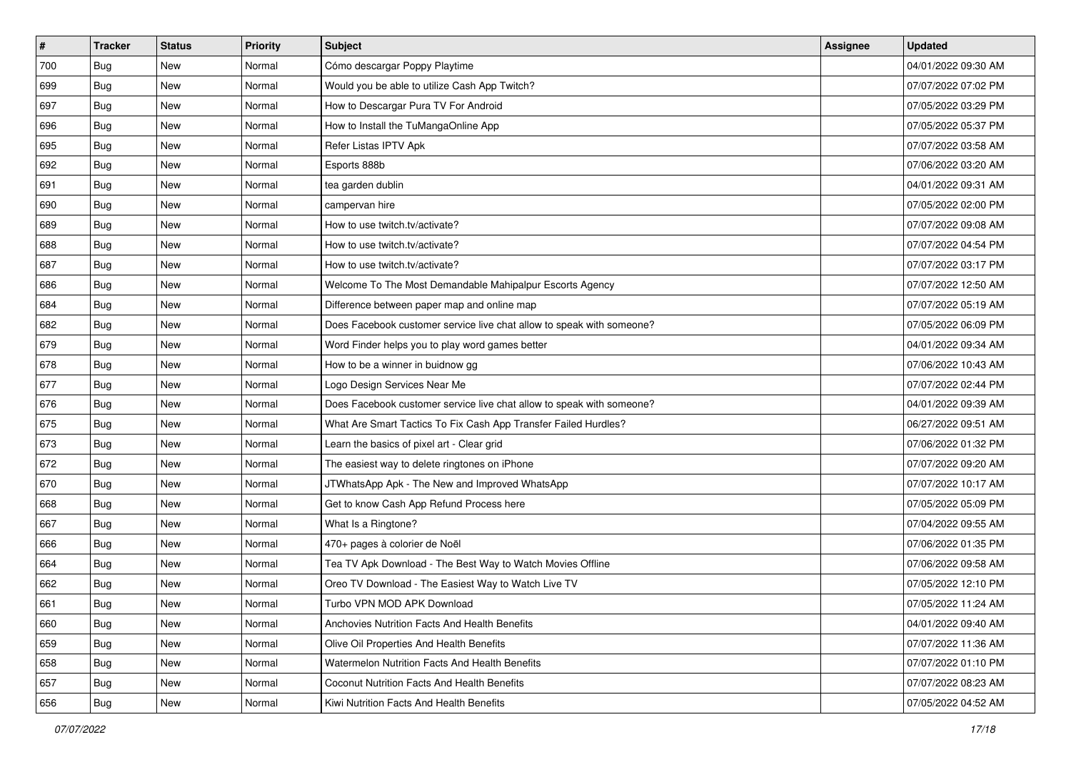| # | Tracker | Status | Priority | Subject | Assignee | Updated |
|---|---|---|---|---|---|---|
| 700 | Bug | New | Normal | Cómo descargar Poppy Playtime | | 04/01/2022 09:30 AM |
| 699 | Bug | New | Normal | Would you be able to utilize Cash App Twitch? | | 07/07/2022 07:02 PM |
| 697 | Bug | New | Normal | How to Descargar Pura TV For Android | | 07/05/2022 03:29 PM |
| 696 | Bug | New | Normal | How to Install the TuMangaOnline App | | 07/05/2022 05:37 PM |
| 695 | Bug | New | Normal | Refer Listas IPTV Apk | | 07/07/2022 03:58 AM |
| 692 | Bug | New | Normal | Esports 888b | | 07/06/2022 03:20 AM |
| 691 | Bug | New | Normal | tea garden dublin | | 04/01/2022 09:31 AM |
| 690 | Bug | New | Normal | campervan hire | | 07/05/2022 02:00 PM |
| 689 | Bug | New | Normal | How to use twitch.tv/activate? | | 07/07/2022 09:08 AM |
| 688 | Bug | New | Normal | How to use twitch.tv/activate? | | 07/07/2022 04:54 PM |
| 687 | Bug | New | Normal | How to use twitch.tv/activate? | | 07/07/2022 03:17 PM |
| 686 | Bug | New | Normal | Welcome To The Most Demandable Mahipalpur Escorts Agency | | 07/07/2022 12:50 AM |
| 684 | Bug | New | Normal | Difference between paper map and online map | | 07/07/2022 05:19 AM |
| 682 | Bug | New | Normal | Does Facebook customer service live chat allow to speak with someone? | | 07/05/2022 06:09 PM |
| 679 | Bug | New | Normal | Word Finder helps you to play word games better | | 04/01/2022 09:34 AM |
| 678 | Bug | New | Normal | How to be a winner in buidnow gg | | 07/06/2022 10:43 AM |
| 677 | Bug | New | Normal | Logo Design Services Near Me | | 07/07/2022 02:44 PM |
| 676 | Bug | New | Normal | Does Facebook customer service live chat allow to speak with someone? | | 04/01/2022 09:39 AM |
| 675 | Bug | New | Normal | What Are Smart Tactics To Fix Cash App Transfer Failed Hurdles? | | 06/27/2022 09:51 AM |
| 673 | Bug | New | Normal | Learn the basics of pixel art - Clear grid | | 07/06/2022 01:32 PM |
| 672 | Bug | New | Normal | The easiest way to delete ringtones on iPhone | | 07/07/2022 09:20 AM |
| 670 | Bug | New | Normal | JTWhatsApp Apk - The New and Improved WhatsApp | | 07/07/2022 10:17 AM |
| 668 | Bug | New | Normal | Get to know Cash App Refund Process here | | 07/05/2022 05:09 PM |
| 667 | Bug | New | Normal | What Is a Ringtone? | | 07/04/2022 09:55 AM |
| 666 | Bug | New | Normal | 470+ pages à colorier de Noël | | 07/06/2022 01:35 PM |
| 664 | Bug | New | Normal | Tea TV Apk Download - The Best Way to Watch Movies Offline | | 07/06/2022 09:58 AM |
| 662 | Bug | New | Normal | Oreo TV Download - The Easiest Way to Watch Live TV | | 07/05/2022 12:10 PM |
| 661 | Bug | New | Normal | Turbo VPN MOD APK Download | | 07/05/2022 11:24 AM |
| 660 | Bug | New | Normal | Anchovies Nutrition Facts And Health Benefits | | 04/01/2022 09:40 AM |
| 659 | Bug | New | Normal | Olive Oil Properties And Health Benefits | | 07/07/2022 11:36 AM |
| 658 | Bug | New | Normal | Watermelon Nutrition Facts And Health Benefits | | 07/07/2022 01:10 PM |
| 657 | Bug | New | Normal | Coconut Nutrition Facts And Health Benefits | | 07/07/2022 08:23 AM |
| 656 | Bug | New | Normal | Kiwi Nutrition Facts And Health Benefits | | 07/05/2022 04:52 AM |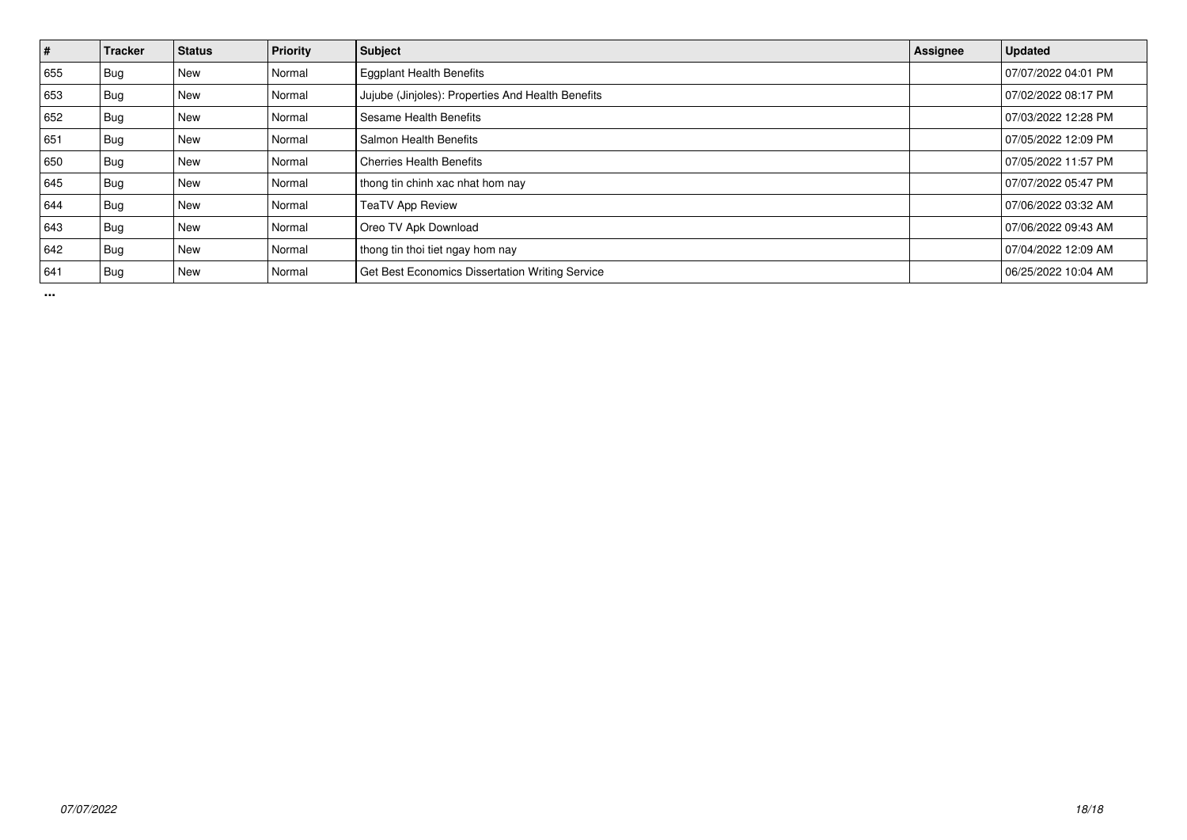| # | Tracker | Status | Priority | Subject | Assignee | Updated |
|---|---|---|---|---|---|---|
| 655 | Bug | New | Normal | Eggplant Health Benefits | | 07/07/2022 04:01 PM |
| 653 | Bug | New | Normal | Jujube (Jinjoles): Properties And Health Benefits | | 07/02/2022 08:17 PM |
| 652 | Bug | New | Normal | Sesame Health Benefits | | 07/03/2022 12:28 PM |
| 651 | Bug | New | Normal | Salmon Health Benefits | | 07/05/2022 12:09 PM |
| 650 | Bug | New | Normal | Cherries Health Benefits | | 07/05/2022 11:57 PM |
| 645 | Bug | New | Normal | thong tin chinh xac nhat hom nay | | 07/07/2022 05:47 PM |
| 644 | Bug | New | Normal | TeaTV App Review | | 07/06/2022 03:32 AM |
| 643 | Bug | New | Normal | Oreo TV Apk Download | | 07/06/2022 09:43 AM |
| 642 | Bug | New | Normal | thong tin thoi tiet ngay hom nay | | 07/04/2022 12:09 AM |
| 641 | Bug | New | Normal | Get Best Economics Dissertation Writing Service | | 06/25/2022 10:04 AM |

...